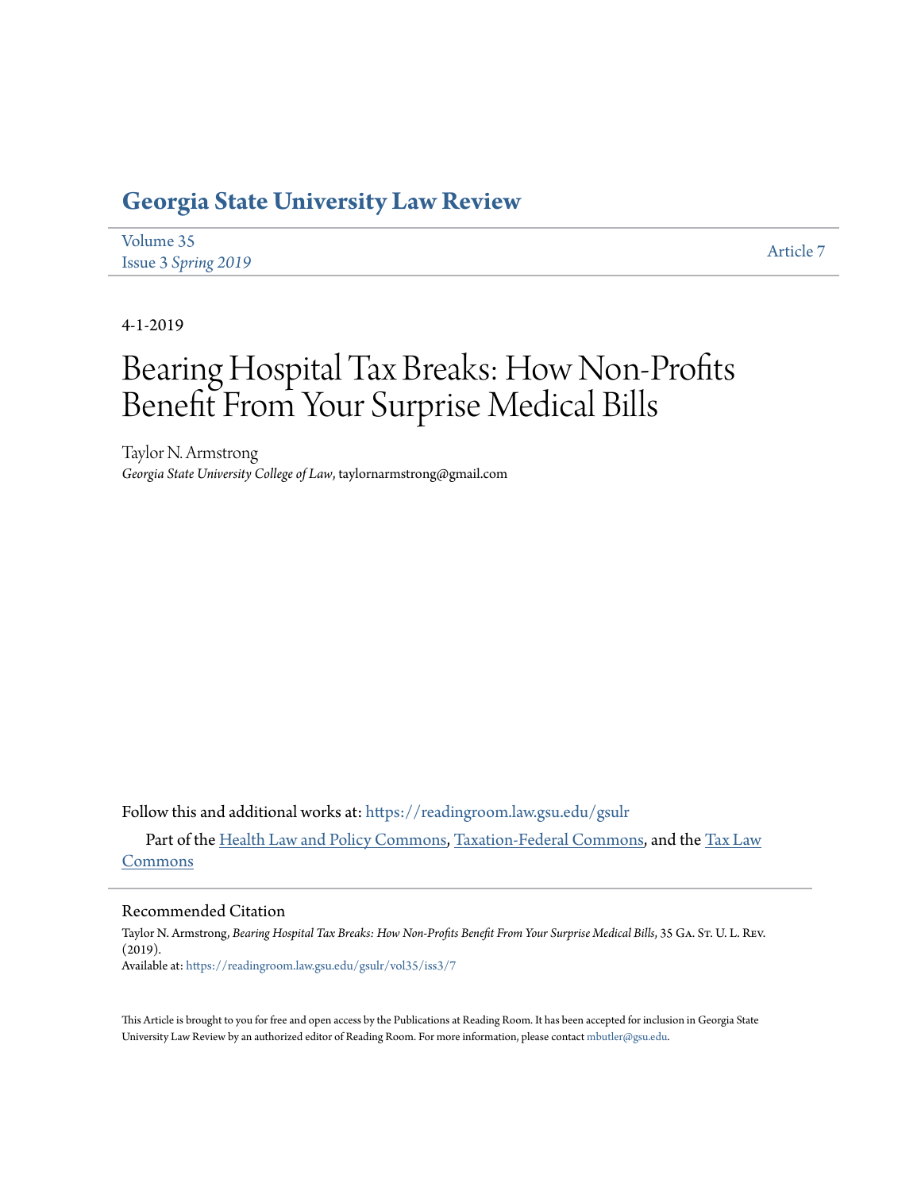# Georgia State University Law Review

Volume 35
Issue 3 *Spring 2019*

Article 7

4-1-2019

# Bearing Hospital Tax Breaks: How Non-Profits Benefit From Your Surprise Medical Bills

Taylor N. Armstrong
*Georgia State University College of Law*, taylornarmstrong@gmail.com

Follow this and additional works at: https://readingroom.law.gsu.edu/gsulr

Part of the Health Law and Policy Commons, Taxation-Federal Commons, and the Tax Law Commons

## Recommended Citation

Taylor N. Armstrong, *Bearing Hospital Tax Breaks: How Non-Profits Benefit From Your Surprise Medical Bills*, 35 Ga. St. U. L. Rev. (2019).
Available at: https://readingroom.law.gsu.edu/gsulr/vol35/iss3/7

This Article is brought to you for free and open access by the Publications at Reading Room. It has been accepted for inclusion in Georgia State University Law Review by an authorized editor of Reading Room. For more information, please contact mbutler@gsu.edu.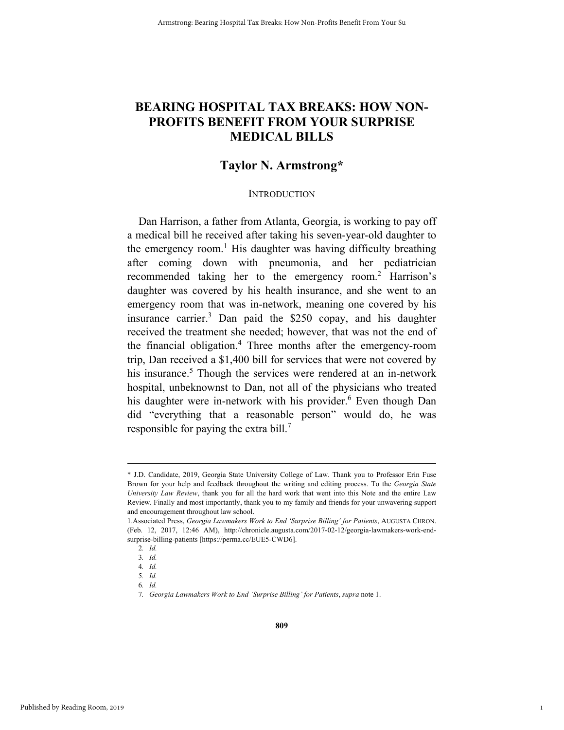# BEARING HOSPITAL TAX BREAKS: HOW NON-PROFITS BENEFIT FROM YOUR SURPRISE MEDICAL BILLS

## Taylor N. Armstrong*

### INTRODUCTION

Dan Harrison, a father from Atlanta, Georgia, is working to pay off a medical bill he received after taking his seven-year-old daughter to the emergency room.[1] His daughter was having difficulty breathing after coming down with pneumonia, and her pediatrician recommended taking her to the emergency room.[2] Harrison's daughter was covered by his health insurance, and she went to an emergency room that was in-network, meaning one covered by his insurance carrier.[3] Dan paid the $250 copay, and his daughter received the treatment she needed; however, that was not the end of the financial obligation.[4] Three months after the emergency-room trip, Dan received a $1,400 bill for services that were not covered by his insurance.[5] Though the services were rendered at an in-network hospital, unbeknownst to Dan, not all of the physicians who treated his daughter were in-network with his provider.[6] Even though Dan did "everything that a reasonable person" would do, he was responsible for paying the extra bill.[7]

---

\* J.D. Candidate, 2019, Georgia State University College of Law. Thank you to Professor Erin Fuse Brown for your help and feedback throughout the writing and editing process. To the *Georgia State University Law Review*, thank you for all the hard work that went into this Note and the entire Law Review. Finally and most importantly, thank you to my family and friends for your unwavering support and encouragement throughout law school.

1. Associated Press, *Georgia Lawmakers Work to End 'Surprise Billing' for Patients*, AUGUSTA CHRON. (Feb. 12, 2017, 12:46 AM), http://chronicle.augusta.com/2017-02-12/georgia-lawmakers-work-end-surprise-billing-patients [https://perma.cc/EUE5-CWD6].

2. *Id.*

3. *Id.*

4. *Id.*

5. *Id.*

6. *Id.*

7. *Georgia Lawmakers Work to End 'Surprise Billing' for Patients*, *supra* note 1.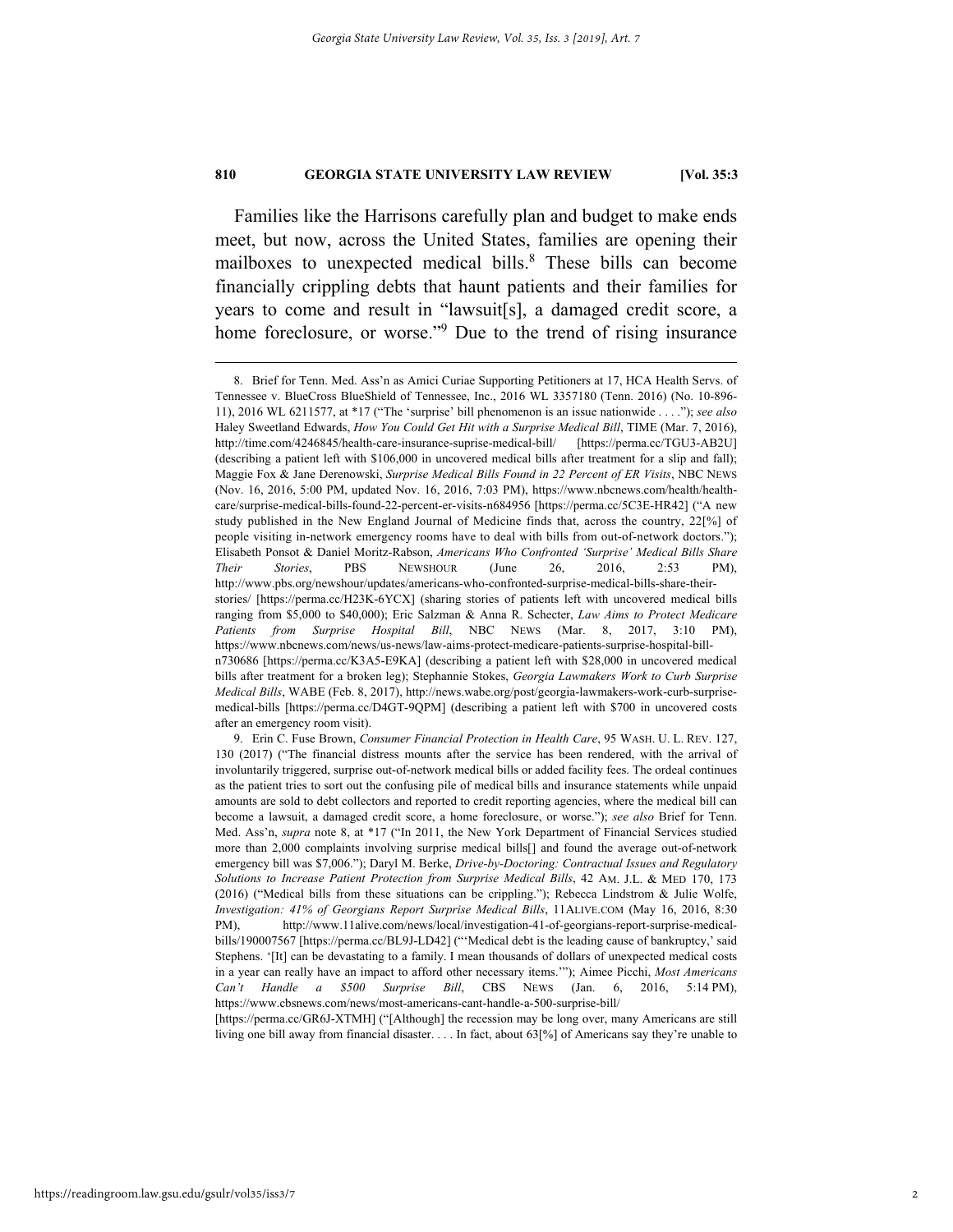Families like the Harrisons carefully plan and budget to make ends meet, but now, across the United States, families are opening their mailboxes to unexpected medical bills.[8] These bills can become financially crippling debts that haunt patients and their families for years to come and result in "lawsuit[s], a damaged credit score, a home foreclosure, or worse."[9] Due to the trend of rising insurance

---

8. Brief for Tenn. Med. Ass'n as Amici Curiae Supporting Petitioners at 17, HCA Health Servs. of Tennessee v. BlueCross BlueShield of Tennessee, Inc., 2016 WL 3357180 (Tenn. 2016) (No. 10-896-11), 2016 WL 6211577, at *17 ("The 'surprise' bill phenomenon is an issue nationwide . . . ."); *see also* Haley Sweetland Edwards, *How You Could Get Hit with a Surprise Medical Bill*, TIME (Mar. 7, 2016), http://time.com/4246845/health-care-insurance-suprise-medical-bill/ [https://perma.cc/TGU3-AB2U] (describing a patient left with $106,000 in uncovered medical bills after treatment for a slip and fall); Maggie Fox & Jane Derenowski, *Surprise Medical Bills Found in 22 Percent of ER Visits*, NBC NEWS (Nov. 16, 2016, 5:00 PM, updated Nov. 16, 2016, 7:03 PM), https://www.nbcnews.com/health/health-care/surprise-medical-bills-found-22-percent-er-visits-n684956 [https://perma.cc/5C3E-HR42] ("A new study published in the New England Journal of Medicine finds that, across the country, 22[%] of people visiting in-network emergency rooms have to deal with bills from out-of-network doctors."); Elisabeth Ponsot & Daniel Moritz-Rabson, *Americans Who Confronted 'Surprise' Medical Bills Share Their Stories*, PBS NEWSHOUR (June 26, 2016, 2:53 PM), http://www.pbs.org/newshour/updates/americans-who-confronted-surprise-medical-bills-share-their-stories/ [https://perma.cc/H23K-6YCX] (sharing stories of patients left with uncovered medical bills ranging from $5,000 to $40,000); Eric Salzman & Anna R. Schecter, *Law Aims to Protect Medicare Patients from Surprise Hospital Bill*, NBC NEWS (Mar. 8, 2017, 3:10 PM), https://www.nbcnews.com/news/us-news/law-aims-protect-medicare-patients-surprise-hospital-bill-n730686 [https://perma.cc/K3A5-E9KA] (describing a patient left with $28,000 in uncovered medical bills after treatment for a broken leg); Stephannie Stokes, *Georgia Lawmakers Work to Curb Surprise Medical Bills*, WABE (Feb. 8, 2017), http://news.wabe.org/post/georgia-lawmakers-work-curb-surprise-medical-bills [https://perma.cc/D4GT-9QPM] (describing a patient left with $700 in uncovered costs after an emergency room visit).

9. Erin C. Fuse Brown, *Consumer Financial Protection in Health Care*, 95 WASH. U. L. REV. 127, 130 (2017) ("The financial distress mounts after the service has been rendered, with the arrival of involuntarily triggered, surprise out-of-network medical bills or added facility fees. The ordeal continues as the patient tries to sort out the confusing pile of medical bills and insurance statements while unpaid amounts are sold to debt collectors and reported to credit reporting agencies, where the medical bill can become a lawsuit, a damaged credit score, a home foreclosure, or worse."); *see also* Brief for Tenn. Med. Ass'n, *supra* note 8, at *17 ("In 2011, the New York Department of Financial Services studied more than 2,000 complaints involving surprise medical bills[] and found the average out-of-network emergency bill was $7,006."); Daryl M. Berke, *Drive-by-Doctoring: Contractual Issues and Regulatory Solutions to Increase Patient Protection from Surprise Medical Bills*, 42 AM. J.L. & MED 170, 173 (2016) ("Medical bills from these situations can be crippling."); Rebecca Lindstrom & Julie Wolfe, *Investigation: 41% of Georgians Report Surprise Medical Bills*, 11ALIVE.COM (May 16, 2016, 8:30 PM), http://www.11alive.com/news/local/investigation-41-of-georgians-report-surprise-medical-bills/190007567 [https://perma.cc/BL9J-LD42] ("'Medical debt is the leading cause of bankruptcy,' said Stephens. '[It] can be devastating to a family. I mean thousands of dollars of unexpected medical costs in a year can really have an impact to afford other necessary items.'"); Aimee Picchi, *Most Americans Can't Handle a $500 Surprise Bill*, CBS NEWS (Jan. 6, 2016, 5:14 PM), https://www.cbsnews.com/news/most-americans-cant-handle-a-500-surprise-bill/ [https://perma.cc/GR6J-XTMH] ("[Although] the recession may be long over, many Americans are still living one bill away from financial disaster. . . . In fact, about 63[%] of Americans say they're unable to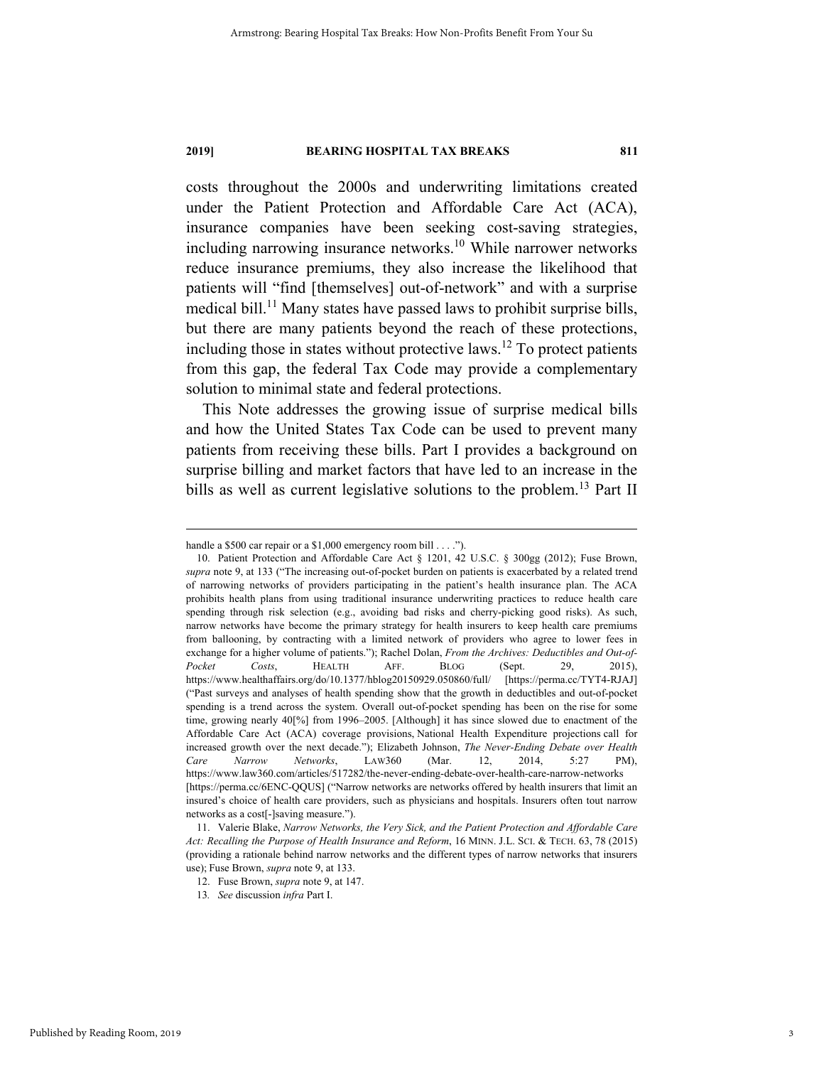costs throughout the 2000s and underwriting limitations created under the Patient Protection and Affordable Care Act (ACA), insurance companies have been seeking cost-saving strategies, including narrowing insurance networks.[10] While narrower networks reduce insurance premiums, they also increase the likelihood that patients will "find [themselves] out-of-network" and with a surprise medical bill.[11] Many states have passed laws to prohibit surprise bills, but there are many patients beyond the reach of these protections, including those in states without protective laws.[12] To protect patients from this gap, the federal Tax Code may provide a complementary solution to minimal state and federal protections.

This Note addresses the growing issue of surprise medical bills and how the United States Tax Code can be used to prevent many patients from receiving these bills. Part I provides a background on surprise billing and market factors that have led to an increase in the bills as well as current legislative solutions to the problem.[13] Part II

---

handle a $500 car repair or a $1,000 emergency room bill . . . .").

10. Patient Protection and Affordable Care Act § 1201, 42 U.S.C. § 300gg (2012); Fuse Brown, *supra* note 9, at 133 ("The increasing out-of-pocket burden on patients is exacerbated by a related trend of narrowing networks of providers participating in the patient's health insurance plan. The ACA prohibits health plans from using traditional insurance underwriting practices to reduce health care spending through risk selection (e.g., avoiding bad risks and cherry-picking good risks). As such, narrow networks have become the primary strategy for health insurers to keep health care premiums from ballooning, by contracting with a limited network of providers who agree to lower fees in exchange for a higher volume of patients."); Rachel Dolan, *From the Archives: Deductibles and Out-of-Pocket Costs*, HEALTH AFF. BLOG (Sept. 29, 2015), https://www.healthaffairs.org/do/10.1377/hblog20150929.050860/full/ [https://perma.cc/TYT4-RJAJ] ("Past surveys and analyses of health spending show that the growth in deductibles and out-of-pocket spending is a trend across the system. Overall out-of-pocket spending has been on the rise for some time, growing nearly 40[%] from 1996–2005. [Although] it has since slowed due to enactment of the Affordable Care Act (ACA) coverage provisions, National Health Expenditure projections call for increased growth over the next decade."); Elizabeth Johnson, *The Never-Ending Debate over Health Care Narrow Networks*, LAW360 (Mar. 12, 2014, 5:27 PM), https://www.law360.com/articles/517282/the-never-ending-debate-over-health-care-narrow-networks [https://perma.cc/6ENC-QQUS] ("Narrow networks are networks offered by health insurers that limit an insured's choice of health care providers, such as physicians and hospitals. Insurers often tout narrow networks as a cost[-]saving measure.").

11. Valerie Blake, *Narrow Networks, the Very Sick, and the Patient Protection and Affordable Care Act: Recalling the Purpose of Health Insurance and Reform*, 16 MINN. J.L. SCI. & TECH. 63, 78 (2015) (providing a rationale behind narrow networks and the different types of narrow networks that insurers use); Fuse Brown, *supra* note 9, at 133.

12. Fuse Brown, *supra* note 9, at 147.

13. *See* discussion *infra* Part I.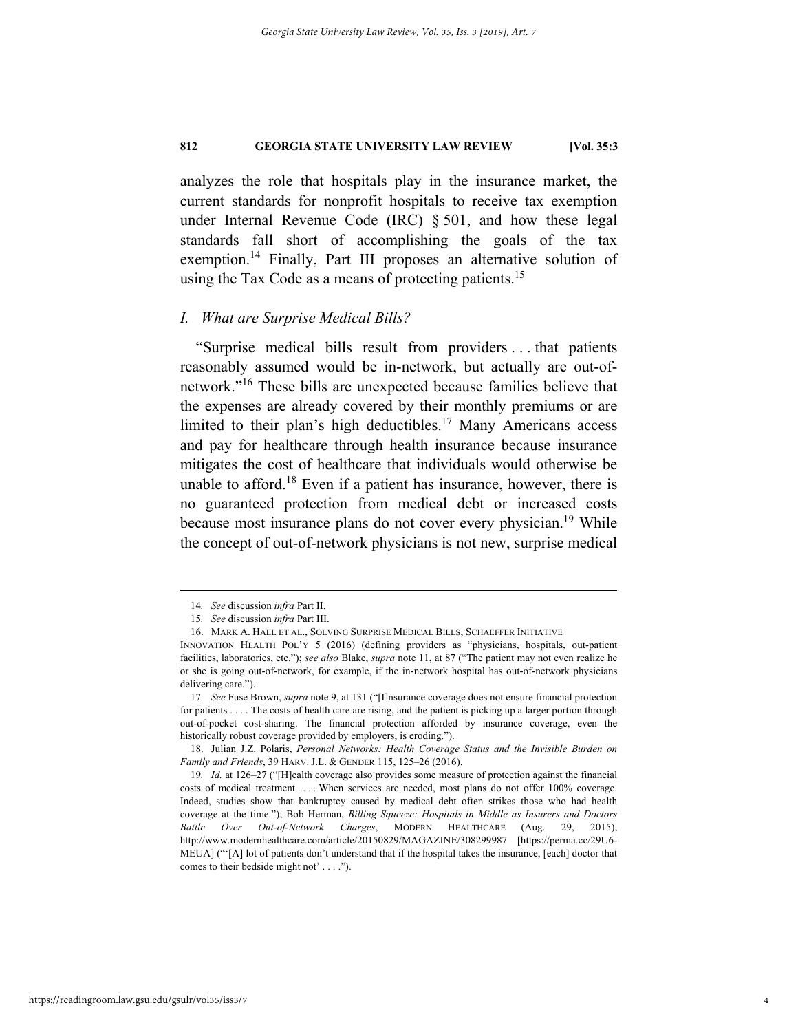analyzes the role that hospitals play in the insurance market, the current standards for nonprofit hospitals to receive tax exemption under Internal Revenue Code (IRC) § 501, and how these legal standards fall short of accomplishing the goals of the tax exemption.[14] Finally, Part III proposes an alternative solution of using the Tax Code as a means of protecting patients.[15]

## *I. What are Surprise Medical Bills?*

"Surprise medical bills result from providers . . . that patients reasonably assumed would be in-network, but actually are out-of-network."[16] These bills are unexpected because families believe that the expenses are already covered by their monthly premiums or are limited to their plan's high deductibles.[17] Many Americans access and pay for healthcare through health insurance because insurance mitigates the cost of healthcare that individuals would otherwise be unable to afford.[18] Even if a patient has insurance, however, there is no guaranteed protection from medical debt or increased costs because most insurance plans do not cover every physician.[19] While the concept of out-of-network physicians is not new, surprise medical

---

14. *See* discussion *infra* Part II.

15. *See* discussion *infra* Part III.

16. MARK A. HALL ET AL., SOLVING SURPRISE MEDICAL BILLS, SCHAEFFER INITIATIVE INNOVATION HEALTH POL'Y 5 (2016) (defining providers as "physicians, hospitals, out-patient facilities, laboratories, etc."); *see also* Blake, *supra* note 11, at 87 ("The patient may not even realize he or she is going out-of-network, for example, if the in-network hospital has out-of-network physicians delivering care.").

17. *See* Fuse Brown, *supra* note 9, at 131 ("[I]nsurance coverage does not ensure financial protection for patients . . . . The costs of health care are rising, and the patient is picking up a larger portion through out-of-pocket cost-sharing. The financial protection afforded by insurance coverage, even the historically robust coverage provided by employers, is eroding.").

18. Julian J.Z. Polaris, *Personal Networks: Health Coverage Status and the Invisible Burden on Family and Friends*, 39 HARV. J.L. & GENDER 115, 125–26 (2016).

19. *Id.* at 126–27 ("[H]ealth coverage also provides some measure of protection against the financial costs of medical treatment . . . . When services are needed, most plans do not offer 100% coverage. Indeed, studies show that bankruptcy caused by medical debt often strikes those who had health coverage at the time."); Bob Herman, *Billing Squeeze: Hospitals in Middle as Insurers and Doctors Battle Over Out-of-Network Charges*, MODERN HEALTHCARE (Aug. 29, 2015), http://www.modernhealthcare.com/article/20150829/MAGAZINE/308299987 [https://perma.cc/29U6-MEUA] ("'[A] lot of patients don't understand that if the hospital takes the insurance, [each] doctor that comes to their bedside might not' . . . .").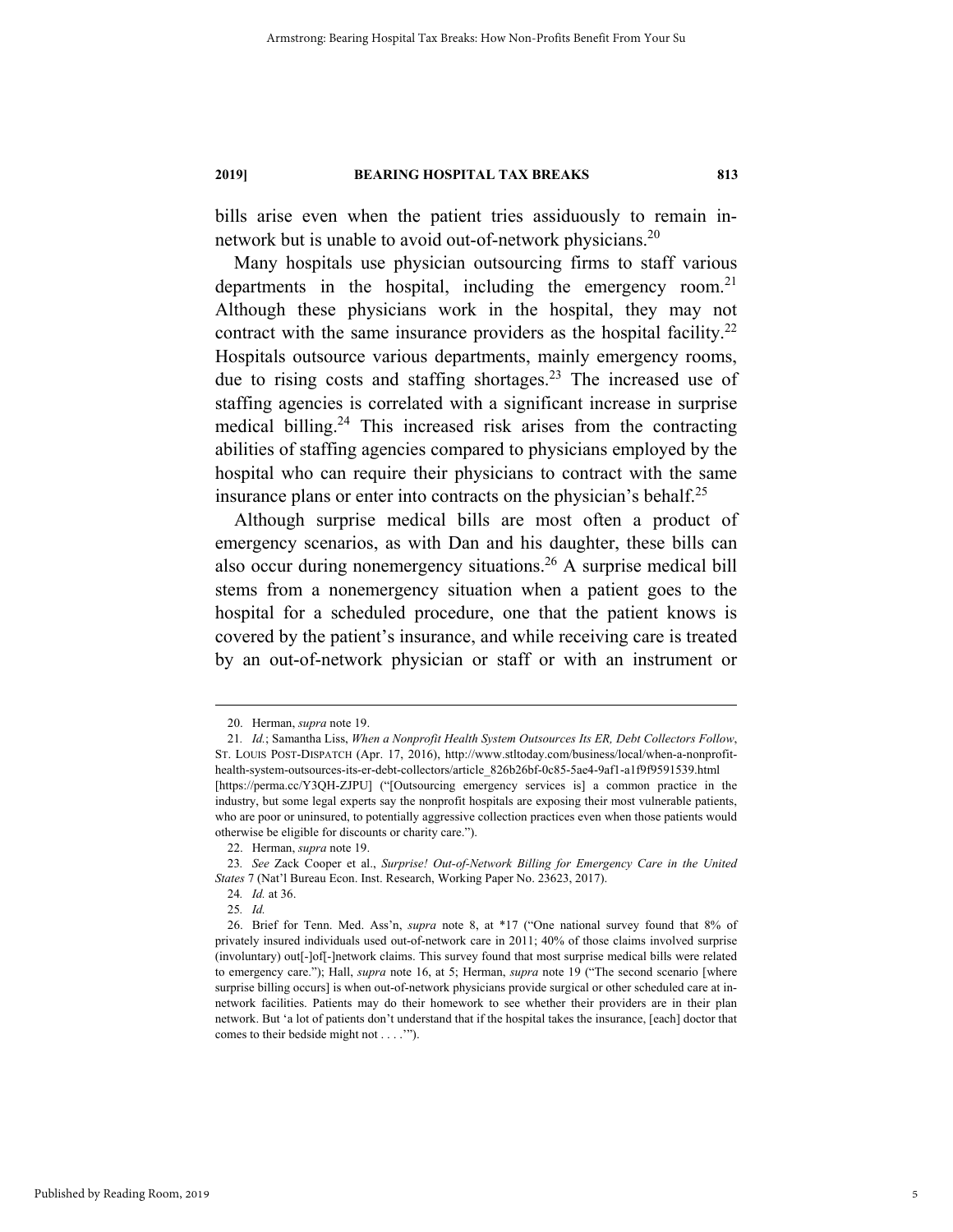bills arise even when the patient tries assiduously to remain in-network but is unable to avoid out-of-network physicians.[20]

Many hospitals use physician outsourcing firms to staff various departments in the hospital, including the emergency room.[21] Although these physicians work in the hospital, they may not contract with the same insurance providers as the hospital facility.[22] Hospitals outsource various departments, mainly emergency rooms, due to rising costs and staffing shortages.[23] The increased use of staffing agencies is correlated with a significant increase in surprise medical billing.[24] This increased risk arises from the contracting abilities of staffing agencies compared to physicians employed by the hospital who can require their physicians to contract with the same insurance plans or enter into contracts on the physician's behalf.[25]

Although surprise medical bills are most often a product of emergency scenarios, as with Dan and his daughter, these bills can also occur during nonemergency situations.[26] A surprise medical bill stems from a nonemergency situation when a patient goes to the hospital for a scheduled procedure, one that the patient knows is covered by the patient's insurance, and while receiving care is treated by an out-of-network physician or staff or with an instrument or

---

20. Herman, *supra* note 19.

21. *Id.*; Samantha Liss, *When a Nonprofit Health System Outsources Its ER, Debt Collectors Follow*, ST. LOUIS POST-DISPATCH (Apr. 17, 2016), http://www.stltoday.com/business/local/when-a-nonprofit-health-system-outsources-its-er-debt-collectors/article_826b26bf-0c85-5ae4-9af1-a1f9f9591539.html [https://perma.cc/Y3QH-ZJPU] ("[Outsourcing emergency services is] a common practice in the industry, but some legal experts say the nonprofit hospitals are exposing their most vulnerable patients, who are poor or uninsured, to potentially aggressive collection practices even when those patients would otherwise be eligible for discounts or charity care.").

22. Herman, *supra* note 19.

23. *See* Zack Cooper et al., *Surprise! Out-of-Network Billing for Emergency Care in the United States* 7 (Nat'l Bureau Econ. Inst. Research, Working Paper No. 23623, 2017).

24. *Id.* at 36.

25. *Id.*

26. Brief for Tenn. Med. Ass'n, *supra* note 8, at *17 ("One national survey found that 8% of privately insured individuals used out-of-network care in 2011; 40% of those claims involved surprise (involuntary) out[-]of[-]network claims. This survey found that most surprise medical bills were related to emergency care."); Hall, *supra* note 16, at 5; Herman, *supra* note 19 ("The second scenario [where surprise billing occurs] is when out-of-network physicians provide surgical or other scheduled care at in-network facilities. Patients may do their homework to see whether their providers are in their plan network. But 'a lot of patients don't understand that if the hospital takes the insurance, [each] doctor that comes to their bedside might not . . . .'").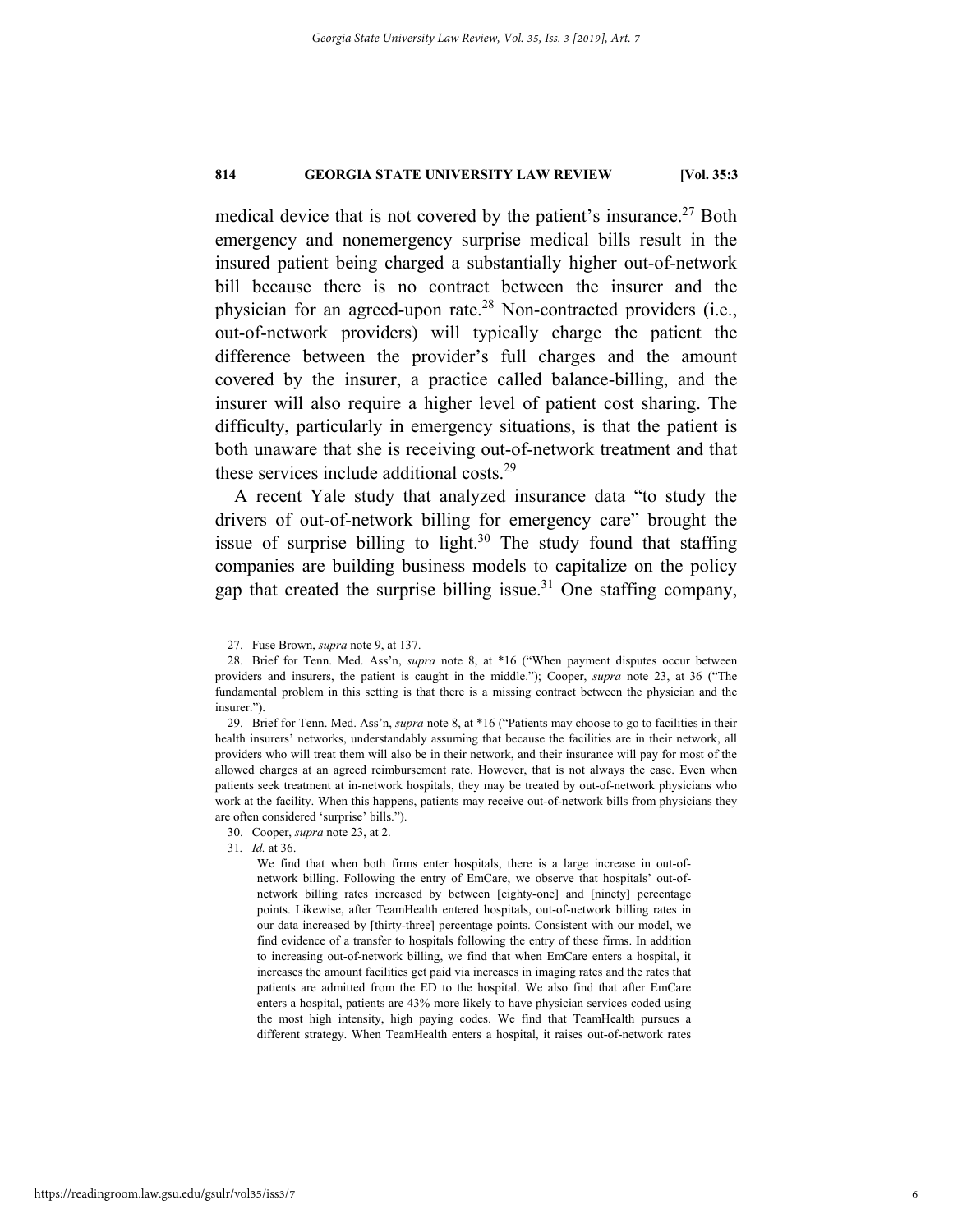medical device that is not covered by the patient's insurance.[27] Both emergency and nonemergency surprise medical bills result in the insured patient being charged a substantially higher out-of-network bill because there is no contract between the insurer and the physician for an agreed-upon rate.[28] Non-contracted providers (i.e., out-of-network providers) will typically charge the patient the difference between the provider's full charges and the amount covered by the insurer, a practice called balance-billing, and the insurer will also require a higher level of patient cost sharing. The difficulty, particularly in emergency situations, is that the patient is both unaware that she is receiving out-of-network treatment and that these services include additional costs.[29]

A recent Yale study that analyzed insurance data "to study the drivers of out-of-network billing for emergency care" brought the issue of surprise billing to light.[30] The study found that staffing companies are building business models to capitalize on the policy gap that created the surprise billing issue.[31] One staffing company,

---

27. Fuse Brown, *supra* note 9, at 137.

28. Brief for Tenn. Med. Ass'n, *supra* note 8, at *16 ("When payment disputes occur between providers and insurers, the patient is caught in the middle."); Cooper, *supra* note 23, at 36 ("The fundamental problem in this setting is that there is a missing contract between the physician and the insurer.").

29. Brief for Tenn. Med. Ass'n, *supra* note 8, at *16 ("Patients may choose to go to facilities in their health insurers' networks, understandably assuming that because the facilities are in their network, all providers who will treat them will also be in their network, and their insurance will pay for most of the allowed charges at an agreed reimbursement rate. However, that is not always the case. Even when patients seek treatment at in-network hospitals, they may be treated by out-of-network physicians who work at the facility. When this happens, patients may receive out-of-network bills from physicians they are often considered 'surprise' bills.").

30. Cooper, *supra* note 23, at 2.

31. *Id.* at 36.

> We find that when both firms enter hospitals, there is a large increase in out-of-network billing. Following the entry of EmCare, we observe that hospitals' out-of-network billing rates increased by between [eighty-one] and [ninety] percentage points. Likewise, after TeamHealth entered hospitals, out-of-network billing rates in our data increased by [thirty-three] percentage points. Consistent with our model, we find evidence of a transfer to hospitals following the entry of these firms. In addition to increasing out-of-network billing, we find that when EmCare enters a hospital, it increases the amount facilities get paid via increases in imaging rates and the rates that patients are admitted from the ED to the hospital. We also find that after EmCare enters a hospital, patients are 43% more likely to have physician services coded using the most high intensity, high paying codes. We find that TeamHealth pursues a different strategy. When TeamHealth enters a hospital, it raises out-of-network rates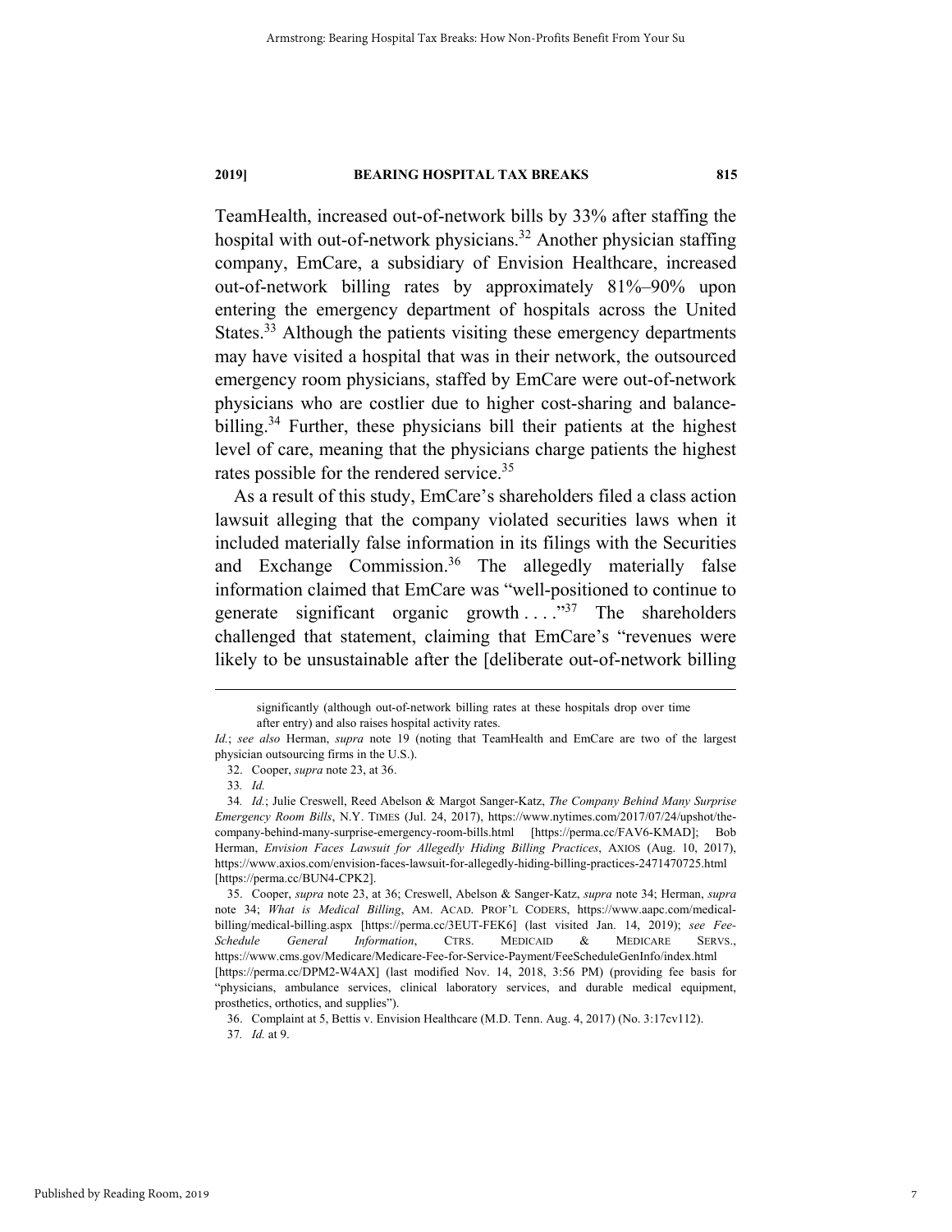TeamHealth, increased out-of-network bills by 33% after staffing the hospital with out-of-network physicians.[32] Another physician staffing company, EmCare, a subsidiary of Envision Healthcare, increased out-of-network billing rates by approximately 81%–90% upon entering the emergency department of hospitals across the United States.[33] Although the patients visiting these emergency departments may have visited a hospital that was in their network, the outsourced emergency room physicians, staffed by EmCare were out-of-network physicians who are costlier due to higher cost-sharing and balance-billing.[34] Further, these physicians bill their patients at the highest level of care, meaning that the physicians charge patients the highest rates possible for the rendered service.[35]

As a result of this study, EmCare's shareholders filed a class action lawsuit alleging that the company violated securities laws when it included materially false information in its filings with the Securities and Exchange Commission.[36] The allegedly materially false information claimed that EmCare was "well-positioned to continue to generate significant organic growth . . . ."[37] The shareholders challenged that statement, claiming that EmCare's "revenues were likely to be unsustainable after the [deliberate out-of-network billing

---

> significantly (although out-of-network billing rates at these hospitals drop over time after entry) and also raises hospital activity rates.

*Id.*; *see also* Herman, *supra* note 19 (noting that TeamHealth and EmCare are two of the largest physician outsourcing firms in the U.S.).

32. Cooper, *supra* note 23, at 36.

33. *Id.*

34. *Id.*; Julie Creswell, Reed Abelson & Margot Sanger-Katz, *The Company Behind Many Surprise Emergency Room Bills*, N.Y. TIMES (Jul. 24, 2017), https://www.nytimes.com/2017/07/24/upshot/the-company-behind-many-surprise-emergency-room-bills.html [https://perma.cc/FAV6-KMAD]; Bob Herman, *Envision Faces Lawsuit for Allegedly Hiding Billing Practices*, AXIOS (Aug. 10, 2017), https://www.axios.com/envision-faces-lawsuit-for-allegedly-hiding-billing-practices-2471470725.html [https://perma.cc/BUN4-CPK2].

35. Cooper, *supra* note 23, at 36; Creswell, Abelson & Sanger-Katz, *supra* note 34; Herman, *supra* note 34; *What is Medical Billing*, AM. ACAD. PROF'L CODERS, https://www.aapc.com/medical-billing/medical-billing.aspx [https://perma.cc/3EUT-FEK6] (last visited Jan. 14, 2019); *see Fee-Schedule General Information*, CTRS. MEDICAID & MEDICARE SERVS., https://www.cms.gov/Medicare/Medicare-Fee-for-Service-Payment/FeeScheduleGenInfo/index.html [https://perma.cc/DPM2-W4AX] (last modified Nov. 14, 2018, 3:56 PM) (providing fee basis for "physicians, ambulance services, clinical laboratory services, and durable medical equipment, prosthetics, orthotics, and supplies").

36. Complaint at 5, Bettis v. Envision Healthcare (M.D. Tenn. Aug. 4, 2017) (No. 3:17cv112).

37. *Id.* at 9.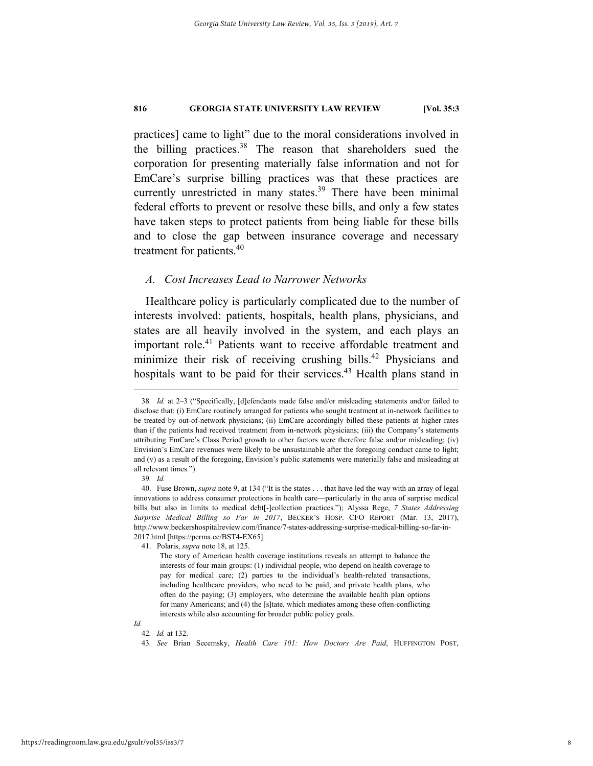practices] came to light" due to the moral considerations involved in the billing practices.[38] The reason that shareholders sued the corporation for presenting materially false information and not for EmCare's surprise billing practices was that these practices are currently unrestricted in many states.[39] There have been minimal federal efforts to prevent or resolve these bills, and only a few states have taken steps to protect patients from being liable for these bills and to close the gap between insurance coverage and necessary treatment for patients.[40]

### *A. Cost Increases Lead to Narrower Networks*

Healthcare policy is particularly complicated due to the number of interests involved: patients, hospitals, health plans, physicians, and states are all heavily involved in the system, and each plays an important role.[41] Patients want to receive affordable treatment and minimize their risk of receiving crushing bills.[42] Physicians and hospitals want to be paid for their services.[43] Health plans stand in

---

38. *Id.* at 2–3 ("Specifically, [d]efendants made false and/or misleading statements and/or failed to disclose that: (i) EmCare routinely arranged for patients who sought treatment at in-network facilities to be treated by out-of-network physicians; (ii) EmCare accordingly billed these patients at higher rates than if the patients had received treatment from in-network physicians; (iii) the Company's statements attributing EmCare's Class Period growth to other factors were therefore false and/or misleading; (iv) Envision's EmCare revenues were likely to be unsustainable after the foregoing conduct came to light; and (v) as a result of the foregoing, Envision's public statements were materially false and misleading at all relevant times.").

39. *Id.*

40. Fuse Brown, *supra* note 9, at 134 ("It is the states . . . that have led the way with an array of legal innovations to address consumer protections in health care—particularly in the area of surprise medical bills but also in limits to medical debt[-]collection practices."); Alyssa Rege, *7 States Addressing Surprise Medical Billing so Far in 2017*, BECKER'S HOSP. CFO REPORT (Mar. 13, 2017), http://www.beckershospitalreview.com/finance/7-states-addressing-surprise-medical-billing-so-far-in-2017.html [https://perma.cc/BST4-EX65].

41. Polaris, *supra* note 18, at 125.

> The story of American health coverage institutions reveals an attempt to balance the interests of four main groups: (1) individual people, who depend on health coverage to pay for medical care; (2) parties to the individual's health-related transactions, including healthcare providers, who need to be paid, and private health plans, who often do the paying; (3) employers, who determine the available health plan options for many Americans; and (4) the [s]tate, which mediates among these often-conflicting interests while also accounting for broader public policy goals.

*Id.*

42. *Id.* at 132.

43. *See* Brian Secemsky, *Health Care 101: How Doctors Are Paid*, HUFFINGTON POST,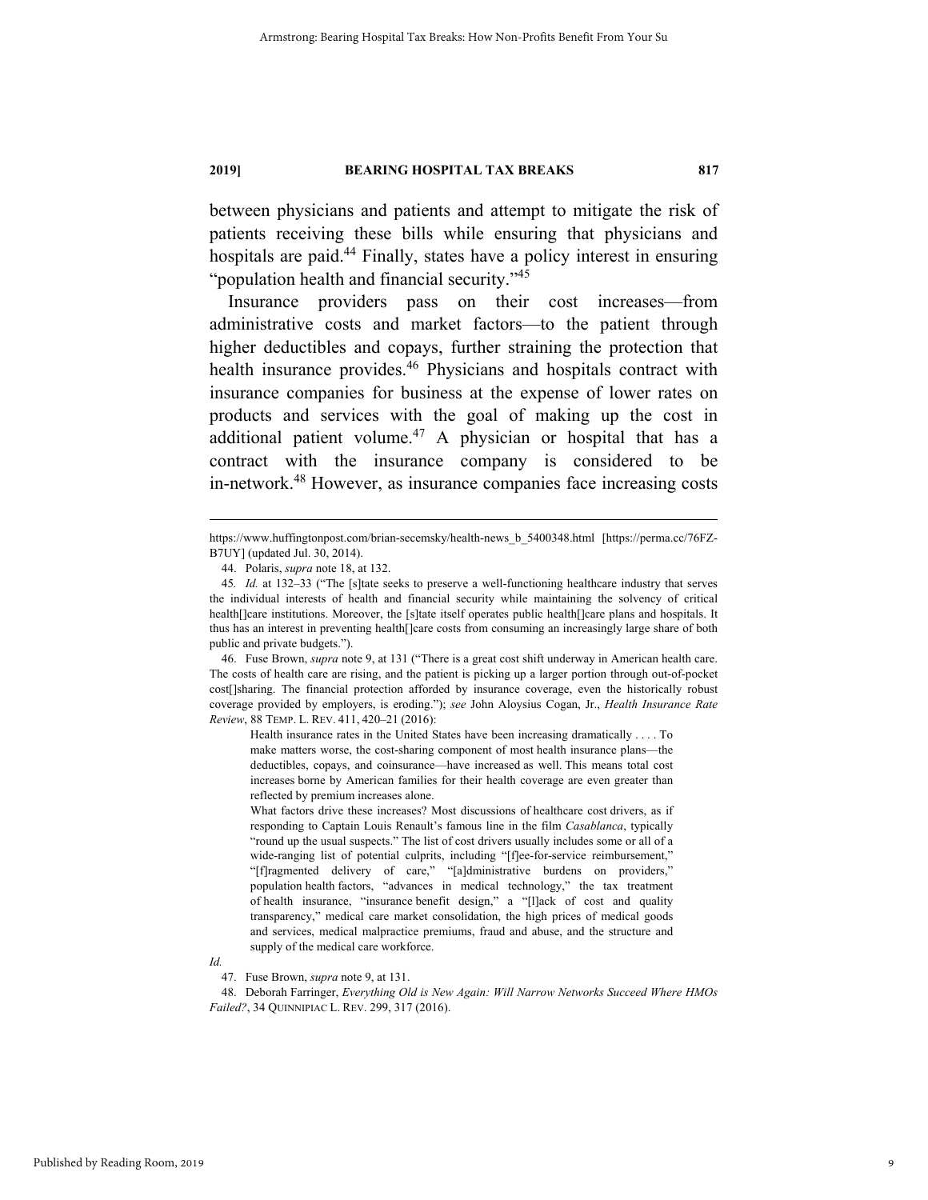between physicians and patients and attempt to mitigate the risk of patients receiving these bills while ensuring that physicians and hospitals are paid.[44] Finally, states have a policy interest in ensuring "population health and financial security."[45]

Insurance providers pass on their cost increases—from administrative costs and market factors—to the patient through higher deductibles and copays, further straining the protection that health insurance provides.[46] Physicians and hospitals contract with insurance companies for business at the expense of lower rates on products and services with the goal of making up the cost in additional patient volume.[47] A physician or hospital that has a contract with the insurance company is considered to be in-network.[48] However, as insurance companies face increasing costs

---

https://www.huffingtonpost.com/brian-secemsky/health-news_b_5400348.html [https://perma.cc/76FZ-B7UY] (updated Jul. 30, 2014).

44. Polaris, *supra* note 18, at 132.

45. *Id.* at 132–33 ("The [s]tate seeks to preserve a well-functioning healthcare industry that serves the individual interests of health and financial security while maintaining the solvency of critical health[]care institutions. Moreover, the [s]tate itself operates public health[]care plans and hospitals. It thus has an interest in preventing health[]care costs from consuming an increasingly large share of both public and private budgets.").

46. Fuse Brown, *supra* note 9, at 131 ("There is a great cost shift underway in American health care. The costs of health care are rising, and the patient is picking up a larger portion through out-of-pocket cost[]sharing. The financial protection afforded by insurance coverage, even the historically robust coverage provided by employers, is eroding."); *see* John Aloysius Cogan, Jr., *Health Insurance Rate Review*, 88 TEMP. L. REV. 411, 420–21 (2016):

> Health insurance rates in the United States have been increasing dramatically . . . . To make matters worse, the cost-sharing component of most health insurance plans—the deductibles, copays, and coinsurance—have increased as well. This means total cost increases borne by American families for their health coverage are even greater than reflected by premium increases alone.
>
> What factors drive these increases? Most discussions of healthcare cost drivers, as if responding to Captain Louis Renault's famous line in the film *Casablanca*, typically "round up the usual suspects." The list of cost drivers usually includes some or all of a wide-ranging list of potential culprits, including "[f]ee-for-service reimbursement," "[f]ragmented delivery of care," "[a]dministrative burdens on providers," population health factors, "advances in medical technology," the tax treatment of health insurance, "insurance benefit design," a "[l]ack of cost and quality transparency," medical care market consolidation, the high prices of medical goods and services, medical malpractice premiums, fraud and abuse, and the structure and supply of the medical care workforce.

*Id.*

47. Fuse Brown, *supra* note 9, at 131.

48. Deborah Farringer, *Everything Old is New Again: Will Narrow Networks Succeed Where HMOs Failed?*, 34 QUINNIPIAC L. REV. 299, 317 (2016).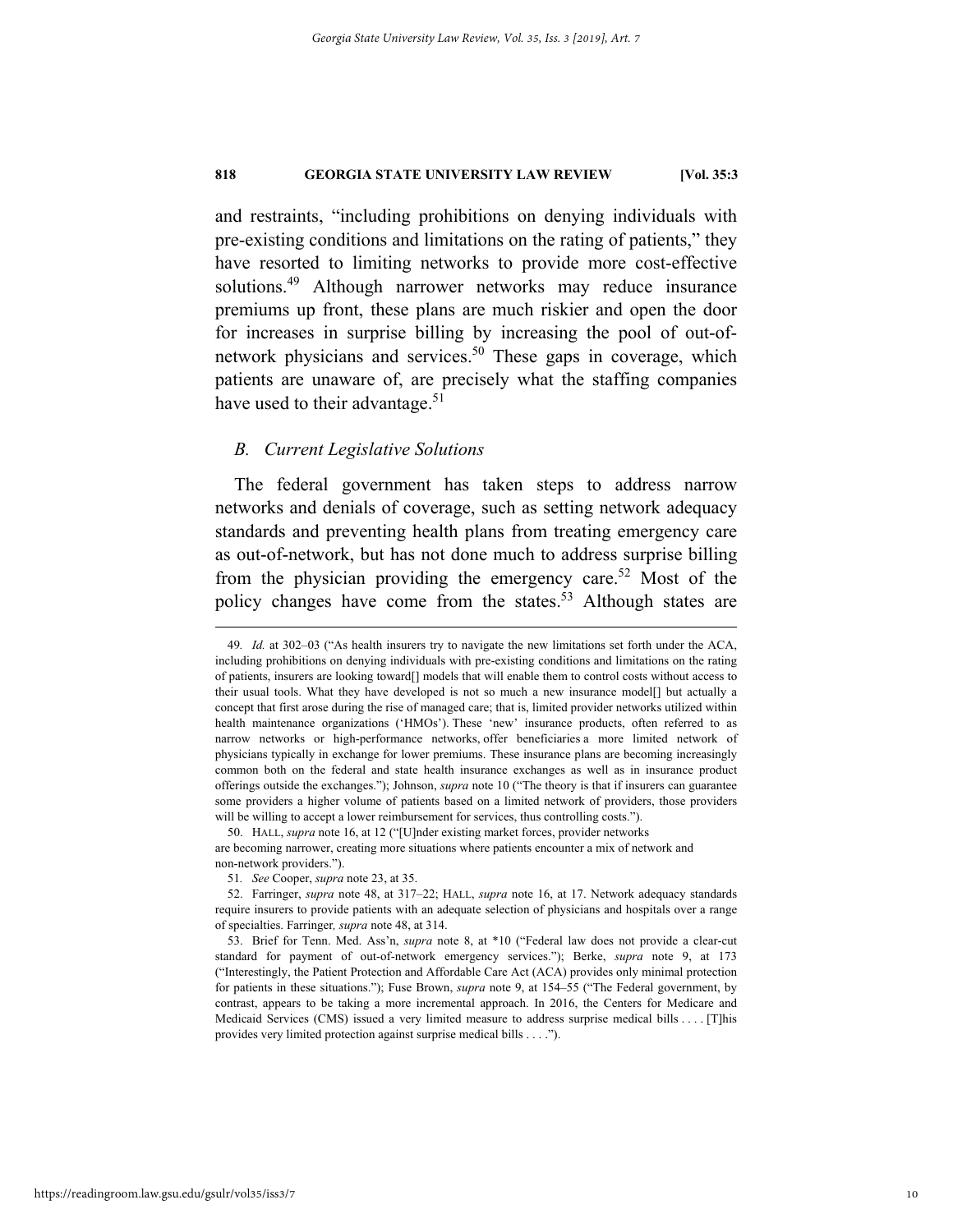and restraints, "including prohibitions on denying individuals with pre-existing conditions and limitations on the rating of patients," they have resorted to limiting networks to provide more cost-effective solutions.[49] Although narrower networks may reduce insurance premiums up front, these plans are much riskier and open the door for increases in surprise billing by increasing the pool of out-of-network physicians and services.[50] These gaps in coverage, which patients are unaware of, are precisely what the staffing companies have used to their advantage.[51]

### *B. Current Legislative Solutions*

The federal government has taken steps to address narrow networks and denials of coverage, such as setting network adequacy standards and preventing health plans from treating emergency care as out-of-network, but has not done much to address surprise billing from the physician providing the emergency care.[52] Most of the policy changes have come from the states.[53] Although states are

---

49. *Id.* at 302–03 ("As health insurers try to navigate the new limitations set forth under the ACA, including prohibitions on denying individuals with pre-existing conditions and limitations on the rating of patients, insurers are looking toward[] models that will enable them to control costs without access to their usual tools. What they have developed is not so much a new insurance model[] but actually a concept that first arose during the rise of managed care; that is, limited provider networks utilized within health maintenance organizations ('HMOs'). These 'new' insurance products, often referred to as narrow networks or high-performance networks, offer beneficiaries a more limited network of physicians typically in exchange for lower premiums. These insurance plans are becoming increasingly common both on the federal and state health insurance exchanges as well as in insurance product offerings outside the exchanges."); Johnson, *supra* note 10 ("The theory is that if insurers can guarantee some providers a higher volume of patients based on a limited network of providers, those providers will be willing to accept a lower reimbursement for services, thus controlling costs.").

50. HALL, *supra* note 16, at 12 ("[U]nder existing market forces, provider networks are becoming narrower, creating more situations where patients encounter a mix of network and non-network providers.").

51. *See* Cooper, *supra* note 23, at 35.

52. Farringer, *supra* note 48, at 317–22; HALL, *supra* note 16, at 17. Network adequacy standards require insurers to provide patients with an adequate selection of physicians and hospitals over a range of specialties. Farringer, *supra* note 48, at 314.

53. Brief for Tenn. Med. Ass'n, *supra* note 8, at *10 ("Federal law does not provide a clear-cut standard for payment of out-of-network emergency services."); Berke, *supra* note 9, at 173 ("Interestingly, the Patient Protection and Affordable Care Act (ACA) provides only minimal protection for patients in these situations."); Fuse Brown, *supra* note 9, at 154–55 ("The Federal government, by contrast, appears to be taking a more incremental approach. In 2016, the Centers for Medicare and Medicaid Services (CMS) issued a very limited measure to address surprise medical bills . . . . [T]his provides very limited protection against surprise medical bills . . . .").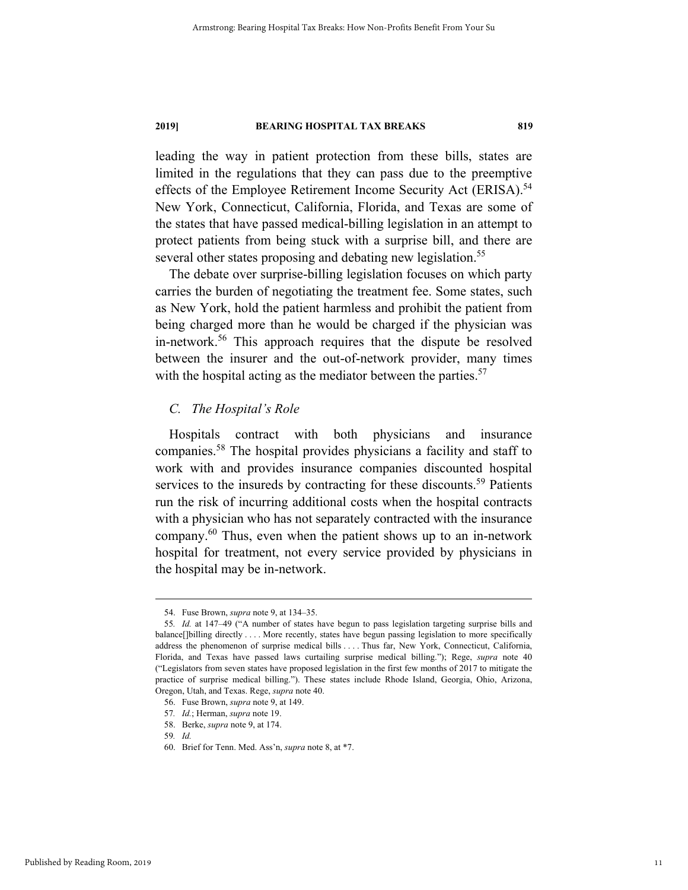leading the way in patient protection from these bills, states are limited in the regulations that they can pass due to the preemptive effects of the Employee Retirement Income Security Act (ERISA).[54] New York, Connecticut, California, Florida, and Texas are some of the states that have passed medical-billing legislation in an attempt to protect patients from being stuck with a surprise bill, and there are several other states proposing and debating new legislation.[55]

The debate over surprise-billing legislation focuses on which party carries the burden of negotiating the treatment fee. Some states, such as New York, hold the patient harmless and prohibit the patient from being charged more than he would be charged if the physician was in-network.[56] This approach requires that the dispute be resolved between the insurer and the out-of-network provider, many times with the hospital acting as the mediator between the parties.[57]

### *C. The Hospital's Role*

Hospitals contract with both physicians and insurance companies.[58] The hospital provides physicians a facility and staff to work with and provides insurance companies discounted hospital services to the insureds by contracting for these discounts.[59] Patients run the risk of incurring additional costs when the hospital contracts with a physician who has not separately contracted with the insurance company.[60] Thus, even when the patient shows up to an in-network hospital for treatment, not every service provided by physicians in the hospital may be in-network.

---

54. Fuse Brown, *supra* note 9, at 134–35.

55. *Id.* at 147–49 ("A number of states have begun to pass legislation targeting surprise bills and balance[]billing directly . . . . More recently, states have begun passing legislation to more specifically address the phenomenon of surprise medical bills . . . . Thus far, New York, Connecticut, California, Florida, and Texas have passed laws curtailing surprise medical billing."); Rege, *supra* note 40 ("Legislators from seven states have proposed legislation in the first few months of 2017 to mitigate the practice of surprise medical billing."). These states include Rhode Island, Georgia, Ohio, Arizona, Oregon, Utah, and Texas. Rege, *supra* note 40.

56. Fuse Brown, *supra* note 9, at 149.

57. *Id.*; Herman, *supra* note 19.

58. Berke, *supra* note 9, at 174.

59. *Id.*

60. Brief for Tenn. Med. Ass'n, *supra* note 8, at *7.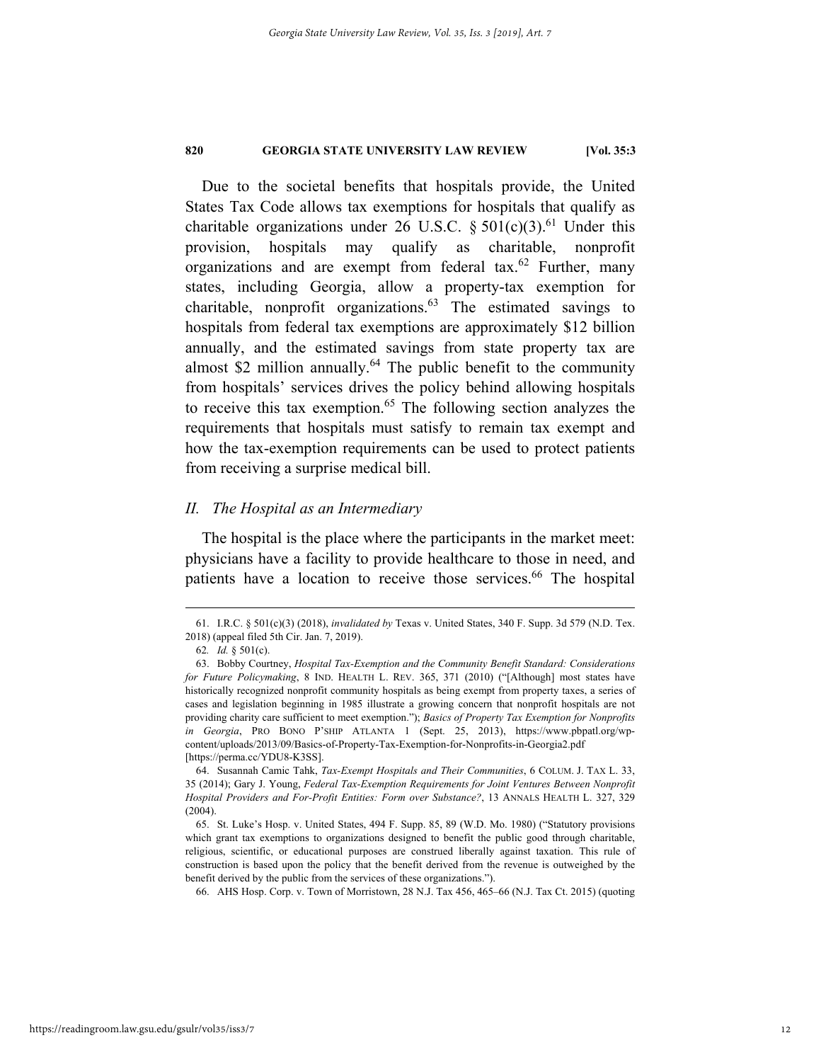Due to the societal benefits that hospitals provide, the United States Tax Code allows tax exemptions for hospitals that qualify as charitable organizations under 26 U.S.C. § 501(c)(3).[61] Under this provision, hospitals may qualify as charitable, nonprofit organizations and are exempt from federal tax.[62] Further, many states, including Georgia, allow a property-tax exemption for charitable, nonprofit organizations.[63] The estimated savings to hospitals from federal tax exemptions are approximately $12 billion annually, and the estimated savings from state property tax are almost $2 million annually.[64] The public benefit to the community from hospitals' services drives the policy behind allowing hospitals to receive this tax exemption.[65] The following section analyzes the requirements that hospitals must satisfy to remain tax exempt and how the tax-exemption requirements can be used to protect patients from receiving a surprise medical bill.

## *II. The Hospital as an Intermediary*

The hospital is the place where the participants in the market meet: physicians have a facility to provide healthcare to those in need, and patients have a location to receive those services.[66] The hospital

---

61. I.R.C. § 501(c)(3) (2018), *invalidated by* Texas v. United States, 340 F. Supp. 3d 579 (N.D. Tex. 2018) (appeal filed 5th Cir. Jan. 7, 2019).

62. *Id.* § 501(c).

63. Bobby Courtney, *Hospital Tax-Exemption and the Community Benefit Standard: Considerations for Future Policymaking*, 8 IND. HEALTH L. REV. 365, 371 (2010) ("[Although] most states have historically recognized nonprofit community hospitals as being exempt from property taxes, a series of cases and legislation beginning in 1985 illustrate a growing concern that nonprofit hospitals are not providing charity care sufficient to meet exemption."); *Basics of Property Tax Exemption for Nonprofits in Georgia*, PRO BONO P'SHIP ATLANTA 1 (Sept. 25, 2013), https://www.pbpatl.org/wp-content/uploads/2013/09/Basics-of-Property-Tax-Exemption-for-Nonprofits-in-Georgia2.pdf [https://perma.cc/YDU8-K3SS].

64. Susannah Camic Tahk, *Tax-Exempt Hospitals and Their Communities*, 6 COLUM. J. TAX L. 33, 35 (2014); Gary J. Young, *Federal Tax-Exemption Requirements for Joint Ventures Between Nonprofit Hospital Providers and For-Profit Entities: Form over Substance?*, 13 ANNALS HEALTH L. 327, 329 (2004).

65. St. Luke's Hosp. v. United States, 494 F. Supp. 85, 89 (W.D. Mo. 1980) ("Statutory provisions which grant tax exemptions to organizations designed to benefit the public good through charitable, religious, scientific, or educational purposes are construed liberally against taxation. This rule of construction is based upon the policy that the benefit derived from the revenue is outweighed by the benefit derived by the public from the services of these organizations.").

66. AHS Hosp. Corp. v. Town of Morristown, 28 N.J. Tax 456, 465–66 (N.J. Tax Ct. 2015) (quoting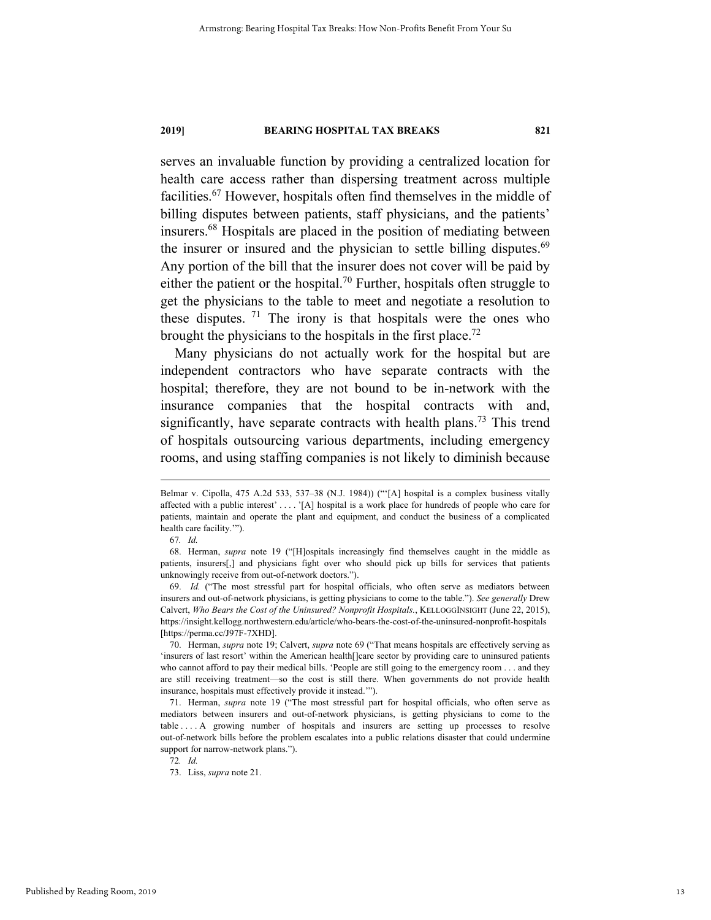serves an invaluable function by providing a centralized location for health care access rather than dispersing treatment across multiple facilities.[67] However, hospitals often find themselves in the middle of billing disputes between patients, staff physicians, and the patients' insurers.[68] Hospitals are placed in the position of mediating between the insurer or insured and the physician to settle billing disputes.[69] Any portion of the bill that the insurer does not cover will be paid by either the patient or the hospital.[70] Further, hospitals often struggle to get the physicians to the table to meet and negotiate a resolution to these disputes.[71] The irony is that hospitals were the ones who brought the physicians to the hospitals in the first place.[72]

Many physicians do not actually work for the hospital but are independent contractors who have separate contracts with the hospital; therefore, they are not bound to be in-network with the insurance companies that the hospital contracts with and, significantly, have separate contracts with health plans.[73] This trend of hospitals outsourcing various departments, including emergency rooms, and using staffing companies is not likely to diminish because

---

Belmar v. Cipolla, 475 A.2d 533, 537–38 (N.J. 1984)) ("'[A] hospital is a complex business vitally affected with a public interest' . . . . '[A] hospital is a work place for hundreds of people who care for patients, maintain and operate the plant and equipment, and conduct the business of a complicated health care facility.'").

67. *Id.*

68. Herman, *supra* note 19 ("[H]ospitals increasingly find themselves caught in the middle as patients, insurers[,] and physicians fight over who should pick up bills for services that patients unknowingly receive from out-of-network doctors.").

69. *Id.* ("The most stressful part for hospital officials, who often serve as mediators between insurers and out-of-network physicians, is getting physicians to come to the table."). *See generally* Drew Calvert, *Who Bears the Cost of the Uninsured? Nonprofit Hospitals.*, KELLOGGINSIGHT (June 22, 2015), https://insight.kellogg.northwestern.edu/article/who-bears-the-cost-of-the-uninsured-nonprofit-hospitals [https://perma.cc/J97F-7XHD].

70. Herman, *supra* note 19; Calvert, *supra* note 69 ("That means hospitals are effectively serving as 'insurers of last resort' within the American health[]care sector by providing care to uninsured patients who cannot afford to pay their medical bills. 'People are still going to the emergency room . . . and they are still receiving treatment—so the cost is still there. When governments do not provide health insurance, hospitals must effectively provide it instead.'").

71. Herman, *supra* note 19 ("The most stressful part for hospital officials, who often serve as mediators between insurers and out-of-network physicians, is getting physicians to come to the table . . . . A growing number of hospitals and insurers are setting up processes to resolve out-of-network bills before the problem escalates into a public relations disaster that could undermine support for narrow-network plans.").

72. *Id.*

73. Liss, *supra* note 21.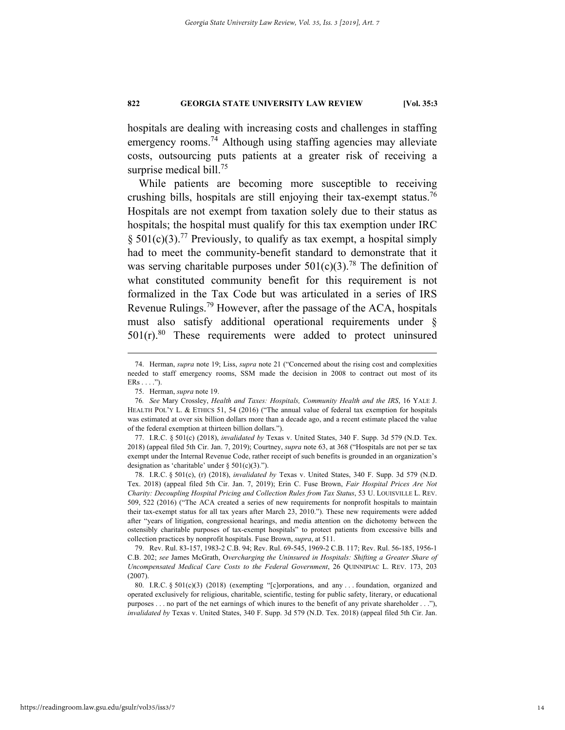hospitals are dealing with increasing costs and challenges in staffing emergency rooms.[74] Although using staffing agencies may alleviate costs, outsourcing puts patients at a greater risk of receiving a surprise medical bill.[75]

While patients are becoming more susceptible to receiving crushing bills, hospitals are still enjoying their tax-exempt status.[76] Hospitals are not exempt from taxation solely due to their status as hospitals; the hospital must qualify for this tax exemption under IRC § 501(c)(3).[77] Previously, to qualify as tax exempt, a hospital simply had to meet the community-benefit standard to demonstrate that it was serving charitable purposes under 501(c)(3).[78] The definition of what constituted community benefit for this requirement is not formalized in the Tax Code but was articulated in a series of IRS Revenue Rulings.[79] However, after the passage of the ACA, hospitals must also satisfy additional operational requirements under § 501(r).[80] These requirements were added to protect uninsured

---

74. Herman, *supra* note 19; Liss, *supra* note 21 ("Concerned about the rising cost and complexities needed to staff emergency rooms, SSM made the decision in 2008 to contract out most of its ERs . . . .").

75. Herman, *supra* note 19.

76. *See* Mary Crossley, *Health and Taxes: Hospitals, Community Health and the IRS*, 16 YALE J. HEALTH POL'Y L. & ETHICS 51, 54 (2016) ("The annual value of federal tax exemption for hospitals was estimated at over six billion dollars more than a decade ago, and a recent estimate placed the value of the federal exemption at thirteen billion dollars.").

77. I.R.C. § 501(c) (2018), *invalidated by* Texas v. United States, 340 F. Supp. 3d 579 (N.D. Tex. 2018) (appeal filed 5th Cir. Jan. 7, 2019); Courtney, *supra* note 63, at 368 ("Hospitals are not per se tax exempt under the Internal Revenue Code, rather receipt of such benefits is grounded in an organization's designation as 'charitable' under § 501(c)(3).").

78. I.R.C. § 501(c), (r) (2018), *invalidated by* Texas v. United States, 340 F. Supp. 3d 579 (N.D. Tex. 2018) (appeal filed 5th Cir. Jan. 7, 2019); Erin C. Fuse Brown, *Fair Hospital Prices Are Not Charity: Decoupling Hospital Pricing and Collection Rules from Tax Status*, 53 U. LOUISVILLE L. REV. 509, 522 (2016) ("The ACA created a series of new requirements for nonprofit hospitals to maintain their tax-exempt status for all tax years after March 23, 2010."). These new requirements were added after "years of litigation, congressional hearings, and media attention on the dichotomy between the ostensibly charitable purposes of tax-exempt hospitals" to protect patients from excessive bills and collection practices by nonprofit hospitals. Fuse Brown, *supra*, at 511.

79. Rev. Rul. 83-157, 1983-2 C.B. 94; Rev. Rul. 69-545, 1969-2 C.B. 117; Rev. Rul. 56-185, 1956-1 C.B. 202; *see* James McGrath, *Overcharging the Uninsured in Hospitals: Shifting a Greater Share of Uncompensated Medical Care Costs to the Federal Government*, 26 QUINNIPIAC L. REV. 173, 203 (2007).

80. I.R.C. § 501(c)(3) (2018) (exempting "[c]orporations, and any . . . foundation, organized and operated exclusively for religious, charitable, scientific, testing for public safety, literary, or educational purposes . . . no part of the net earnings of which inures to the benefit of any private shareholder . . ."), *invalidated by* Texas v. United States, 340 F. Supp. 3d 579 (N.D. Tex. 2018) (appeal filed 5th Cir. Jan.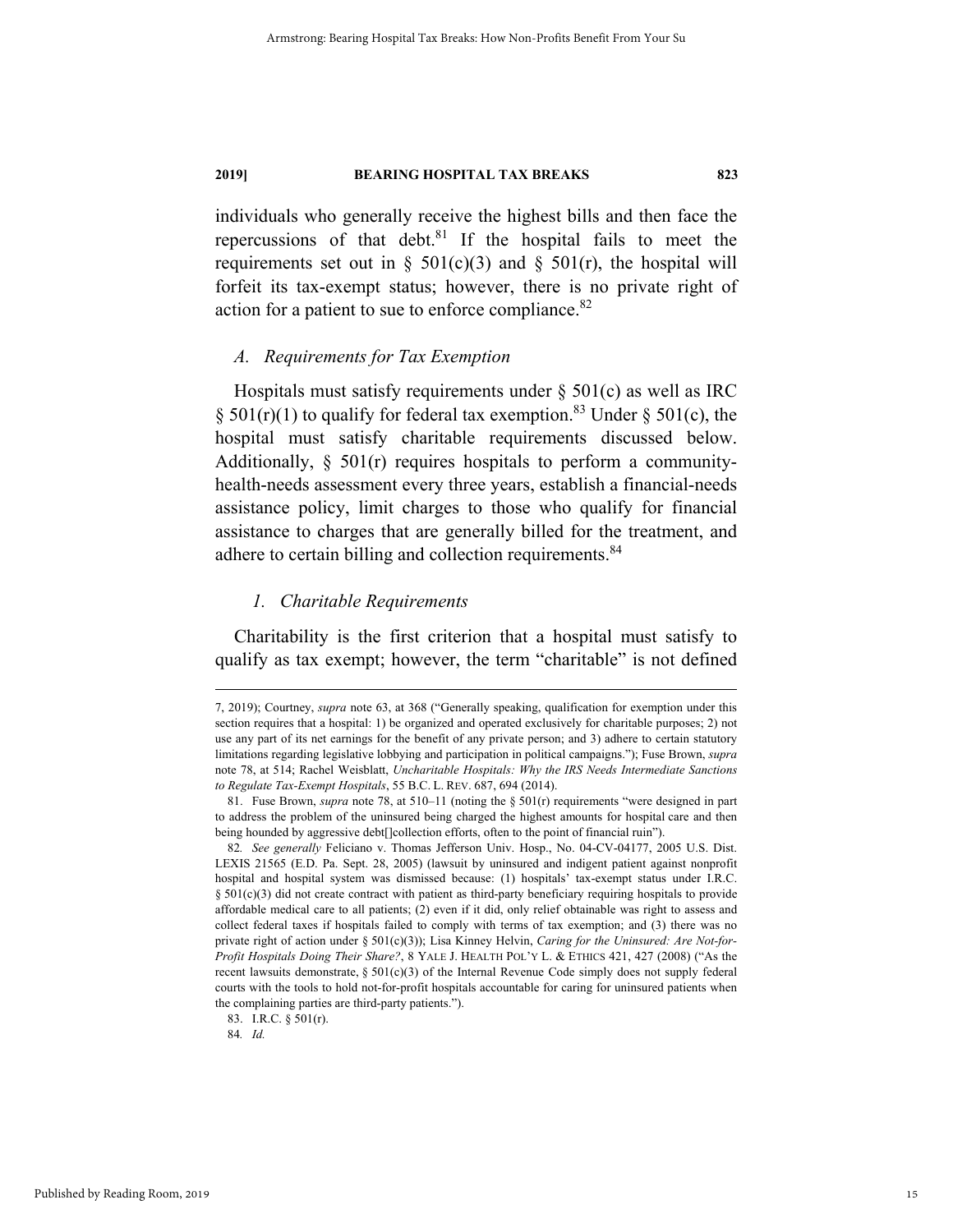individuals who generally receive the highest bills and then face the repercussions of that debt.[81] If the hospital fails to meet the requirements set out in § 501(c)(3) and § 501(r), the hospital will forfeit its tax-exempt status; however, there is no private right of action for a patient to sue to enforce compliance.[82]

### *A. Requirements for Tax Exemption*

Hospitals must satisfy requirements under § 501(c) as well as IRC § 501(r)(1) to qualify for federal tax exemption.[83] Under § 501(c), the hospital must satisfy charitable requirements discussed below. Additionally, § 501(r) requires hospitals to perform a community-health-needs assessment every three years, establish a financial-needs assistance policy, limit charges to those who qualify for financial assistance to charges that are generally billed for the treatment, and adhere to certain billing and collection requirements.[84]

#### *1. Charitable Requirements*

Charitability is the first criterion that a hospital must satisfy to qualify as tax exempt; however, the term "charitable" is not defined

---

7, 2019); Courtney, *supra* note 63, at 368 ("Generally speaking, qualification for exemption under this section requires that a hospital: 1) be organized and operated exclusively for charitable purposes; 2) not use any part of its net earnings for the benefit of any private person; and 3) adhere to certain statutory limitations regarding legislative lobbying and participation in political campaigns."); Fuse Brown, *supra* note 78, at 514; Rachel Weisblatt, *Uncharitable Hospitals: Why the IRS Needs Intermediate Sanctions to Regulate Tax-Exempt Hospitals*, 55 B.C. L. REV. 687, 694 (2014).

81. Fuse Brown, *supra* note 78, at 510–11 (noting the § 501(r) requirements "were designed in part to address the problem of the uninsured being charged the highest amounts for hospital care and then being hounded by aggressive debt[]collection efforts, often to the point of financial ruin").

82. *See generally* Feliciano v. Thomas Jefferson Univ. Hosp., No. 04-CV-04177, 2005 U.S. Dist. LEXIS 21565 (E.D. Pa. Sept. 28, 2005) (lawsuit by uninsured and indigent patient against nonprofit hospital and hospital system was dismissed because: (1) hospitals' tax-exempt status under I.R.C. § 501(c)(3) did not create contract with patient as third-party beneficiary requiring hospitals to provide affordable medical care to all patients; (2) even if it did, only relief obtainable was right to assess and collect federal taxes if hospitals failed to comply with terms of tax exemption; and (3) there was no private right of action under § 501(c)(3)); Lisa Kinney Helvin, *Caring for the Uninsured: Are Not-for-Profit Hospitals Doing Their Share?*, 8 YALE J. HEALTH POL'Y L. & ETHICS 421, 427 (2008) ("As the recent lawsuits demonstrate, § 501(c)(3) of the Internal Revenue Code simply does not supply federal courts with the tools to hold not-for-profit hospitals accountable for caring for uninsured patients when the complaining parties are third-party patients.").

83. I.R.C. § 501(r).

84. *Id.*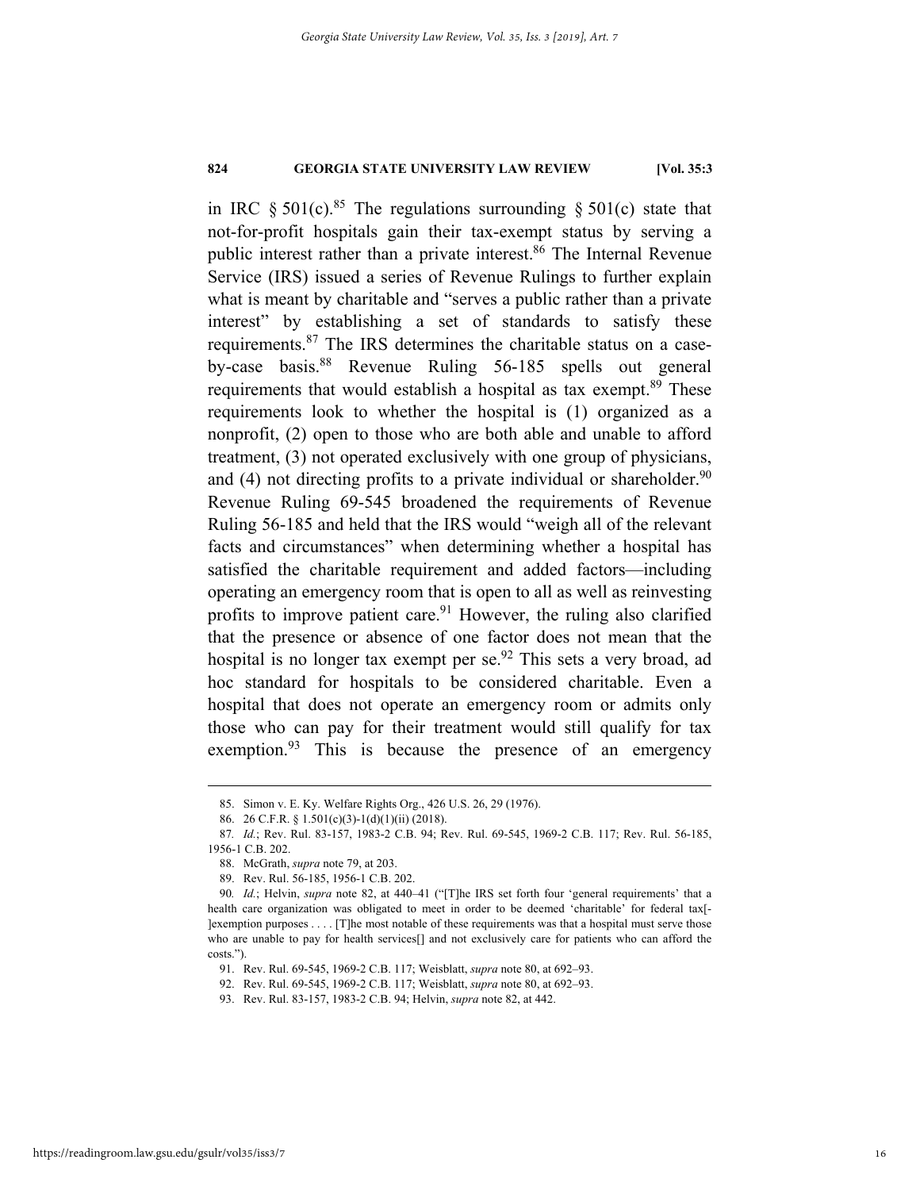in IRC § 501(c).[85] The regulations surrounding § 501(c) state that not-for-profit hospitals gain their tax-exempt status by serving a public interest rather than a private interest.[86] The Internal Revenue Service (IRS) issued a series of Revenue Rulings to further explain what is meant by charitable and "serves a public rather than a private interest" by establishing a set of standards to satisfy these requirements.[87] The IRS determines the charitable status on a case-by-case basis.[88] Revenue Ruling 56-185 spells out general requirements that would establish a hospital as tax exempt.[89] These requirements look to whether the hospital is (1) organized as a nonprofit, (2) open to those who are both able and unable to afford treatment, (3) not operated exclusively with one group of physicians, and (4) not directing profits to a private individual or shareholder.[90] Revenue Ruling 69-545 broadened the requirements of Revenue Ruling 56-185 and held that the IRS would "weigh all of the relevant facts and circumstances" when determining whether a hospital has satisfied the charitable requirement and added factors—including operating an emergency room that is open to all as well as reinvesting profits to improve patient care.[91] However, the ruling also clarified that the presence or absence of one factor does not mean that the hospital is no longer tax exempt per se.[92] This sets a very broad, ad hoc standard for hospitals to be considered charitable. Even a hospital that does not operate an emergency room or admits only those who can pay for their treatment would still qualify for tax exemption.[93] This is because the presence of an emergency

---

85. Simon v. E. Ky. Welfare Rights Org., 426 U.S. 26, 29 (1976).

86. 26 C.F.R. § 1.501(c)(3)-1(d)(1)(ii) (2018).

87. *Id.*; Rev. Rul. 83-157, 1983-2 C.B. 94; Rev. Rul. 69-545, 1969-2 C.B. 117; Rev. Rul. 56-185, 1956-1 C.B. 202.

88. McGrath, *supra* note 79, at 203.

89. Rev. Rul. 56-185, 1956-1 C.B. 202.

90. *Id.*; Helvin, *supra* note 82, at 440–41 ("[T]he IRS set forth four 'general requirements' that a health care organization was obligated to meet in order to be deemed 'charitable' for federal tax[-]exemption purposes . . . . [T]he most notable of these requirements was that a hospital must serve those who are unable to pay for health services[] and not exclusively care for patients who can afford the costs.").

91. Rev. Rul. 69-545, 1969-2 C.B. 117; Weisblatt, *supra* note 80, at 692–93.

92. Rev. Rul. 69-545, 1969-2 C.B. 117; Weisblatt, *supra* note 80, at 692–93.

93. Rev. Rul. 83-157, 1983-2 C.B. 94; Helvin, *supra* note 82, at 442.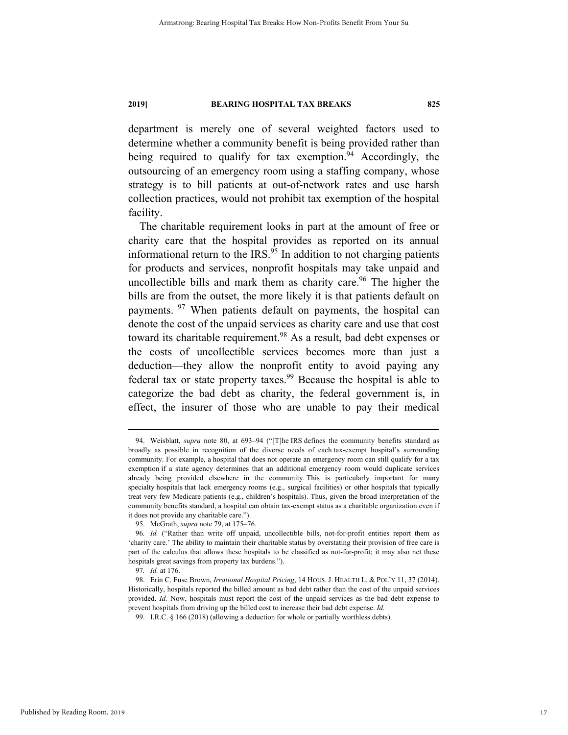department is merely one of several weighted factors used to determine whether a community benefit is being provided rather than being required to qualify for tax exemption.[94] Accordingly, the outsourcing of an emergency room using a staffing company, whose strategy is to bill patients at out-of-network rates and use harsh collection practices, would not prohibit tax exemption of the hospital facility.

The charitable requirement looks in part at the amount of free or charity care that the hospital provides as reported on its annual informational return to the IRS.[95] In addition to not charging patients for products and services, nonprofit hospitals may take unpaid and uncollectible bills and mark them as charity care.[96] The higher the bills are from the outset, the more likely it is that patients default on payments.[97] When patients default on payments, the hospital can denote the cost of the unpaid services as charity care and use that cost toward its charitable requirement.[98] As a result, bad debt expenses or the costs of uncollectible services becomes more than just a deduction—they allow the nonprofit entity to avoid paying any federal tax or state property taxes.[99] Because the hospital is able to categorize the bad debt as charity, the federal government is, in effect, the insurer of those who are unable to pay their medical

---

94. Weisblatt, *supra* note 80, at 693–94 ("[T]he IRS defines the community benefits standard as broadly as possible in recognition of the diverse needs of each tax-exempt hospital's surrounding community. For example, a hospital that does not operate an emergency room can still qualify for a tax exemption if a state agency determines that an additional emergency room would duplicate services already being provided elsewhere in the community. This is particularly important for many specialty hospitals that lack emergency rooms (e.g., surgical facilities) or other hospitals that typically treat very few Medicare patients (e.g., children's hospitals). Thus, given the broad interpretation of the community benefits standard, a hospital can obtain tax-exempt status as a charitable organization even if it does not provide any charitable care.").

95. McGrath, *supra* note 79, at 175–76.

96. *Id.* ("Rather than write off unpaid, uncollectible bills, not-for-profit entities report them as 'charity care.' The ability to maintain their charitable status by overstating their provision of free care is part of the calculus that allows these hospitals to be classified as not-for-profit; it may also net these hospitals great savings from property tax burdens.").

97. *Id.* at 176.

98. Erin C. Fuse Brown, *Irrational Hospital Pricing*, 14 HOUS. J. HEALTH L. & POL'Y 11, 37 (2014). Historically, hospitals reported the billed amount as bad debt rather than the cost of the unpaid services provided. *Id.* Now, hospitals must report the cost of the unpaid services as the bad debt expense to prevent hospitals from driving up the billed cost to increase their bad debt expense. *Id.*

99. I.R.C. § 166 (2018) (allowing a deduction for whole or partially worthless debts).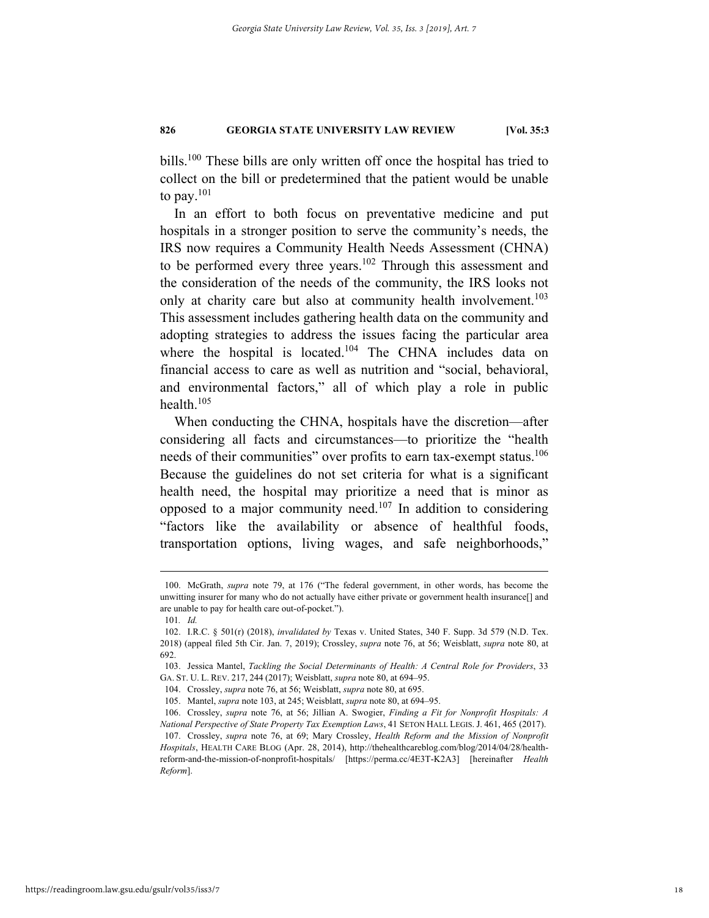bills.[100] These bills are only written off once the hospital has tried to collect on the bill or predetermined that the patient would be unable to pay.[101]

In an effort to both focus on preventative medicine and put hospitals in a stronger position to serve the community's needs, the IRS now requires a Community Health Needs Assessment (CHNA) to be performed every three years.[102] Through this assessment and the consideration of the needs of the community, the IRS looks not only at charity care but also at community health involvement.[103] This assessment includes gathering health data on the community and adopting strategies to address the issues facing the particular area where the hospital is located.[104] The CHNA includes data on financial access to care as well as nutrition and "social, behavioral, and environmental factors," all of which play a role in public health.[105]

When conducting the CHNA, hospitals have the discretion—after considering all facts and circumstances—to prioritize the "health needs of their communities" over profits to earn tax-exempt status.[106] Because the guidelines do not set criteria for what is a significant health need, the hospital may prioritize a need that is minor as opposed to a major community need.[107] In addition to considering "factors like the availability or absence of healthful foods, transportation options, living wages, and safe neighborhoods,"

---

100. McGrath, *supra* note 79, at 176 ("The federal government, in other words, has become the unwitting insurer for many who do not actually have either private or government health insurance[] and are unable to pay for health care out-of-pocket.").

101. *Id.*

102. I.R.C. § 501(r) (2018), *invalidated by* Texas v. United States, 340 F. Supp. 3d 579 (N.D. Tex. 2018) (appeal filed 5th Cir. Jan. 7, 2019); Crossley, *supra* note 76, at 56; Weisblatt, *supra* note 80, at 692.

103. Jessica Mantel, *Tackling the Social Determinants of Health: A Central Role for Providers*, 33 GA. ST. U. L. REV. 217, 244 (2017); Weisblatt, *supra* note 80, at 694–95.

104. Crossley, *supra* note 76, at 56; Weisblatt, *supra* note 80, at 695.

105. Mantel, *supra* note 103, at 245; Weisblatt, *supra* note 80, at 694–95.

106. Crossley, *supra* note 76, at 56; Jillian A. Swogier, *Finding a Fit for Nonprofit Hospitals: A National Perspective of State Property Tax Exemption Laws*, 41 SETON HALL LEGIS. J. 461, 465 (2017).

107. Crossley, *supra* note 76, at 69; Mary Crossley, *Health Reform and the Mission of Nonprofit Hospitals*, HEALTH CARE BLOG (Apr. 28, 2014), http://thehealthcareblog.com/blog/2014/04/28/health-reform-and-the-mission-of-nonprofit-hospitals/ [https://perma.cc/4E3T-K2A3] [hereinafter *Health Reform*].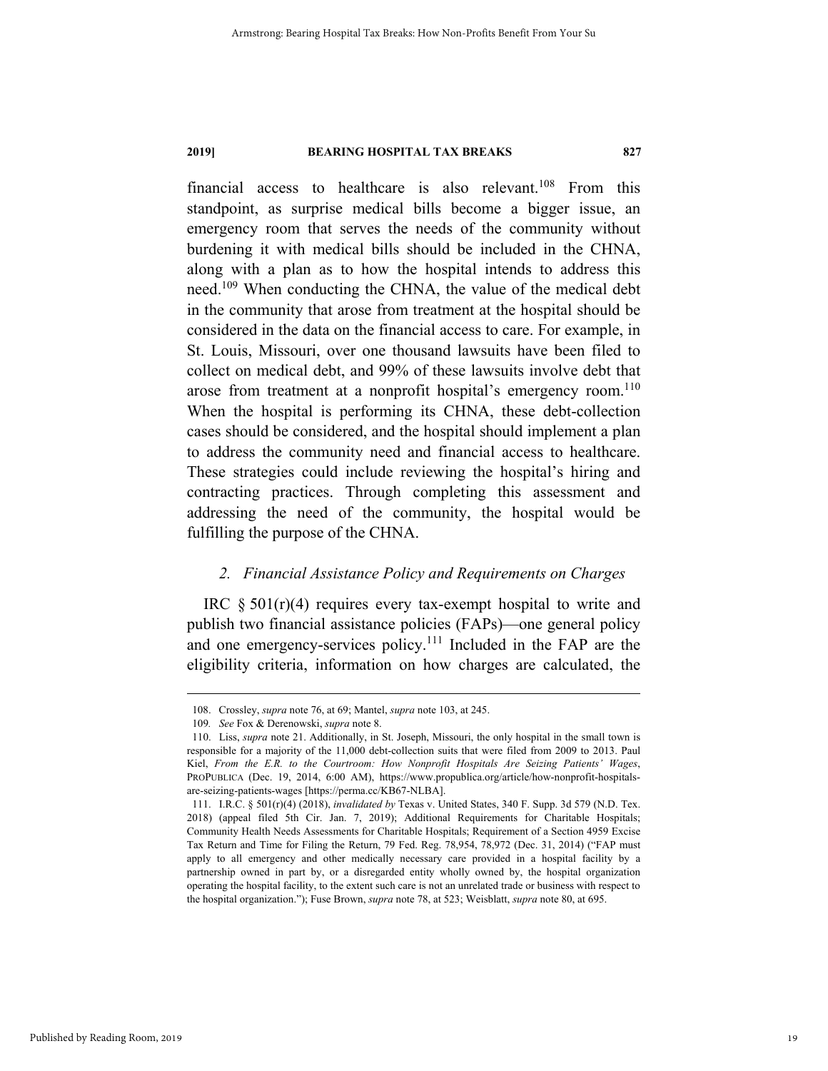financial access to healthcare is also relevant.[108] From this standpoint, as surprise medical bills become a bigger issue, an emergency room that serves the needs of the community without burdening it with medical bills should be included in the CHNA, along with a plan as to how the hospital intends to address this need.[109] When conducting the CHNA, the value of the medical debt in the community that arose from treatment at the hospital should be considered in the data on the financial access to care. For example, in St. Louis, Missouri, over one thousand lawsuits have been filed to collect on medical debt, and 99% of these lawsuits involve debt that arose from treatment at a nonprofit hospital's emergency room.[110] When the hospital is performing its CHNA, these debt-collection cases should be considered, and the hospital should implement a plan to address the community need and financial access to healthcare. These strategies could include reviewing the hospital's hiring and contracting practices. Through completing this assessment and addressing the need of the community, the hospital would be fulfilling the purpose of the CHNA.

### *2. Financial Assistance Policy and Requirements on Charges*

IRC § 501(r)(4) requires every tax-exempt hospital to write and publish two financial assistance policies (FAPs)—one general policy and one emergency-services policy.[111] Included in the FAP are the eligibility criteria, information on how charges are calculated, the

---

108. Crossley, *supra* note 76, at 69; Mantel, *supra* note 103, at 245.

109. *See* Fox & Derenowski, *supra* note 8.

110. Liss, *supra* note 21. Additionally, in St. Joseph, Missouri, the only hospital in the small town is responsible for a majority of the 11,000 debt-collection suits that were filed from 2009 to 2013. Paul Kiel, *From the E.R. to the Courtroom: How Nonprofit Hospitals Are Seizing Patients' Wages*, PROPUBLICA (Dec. 19, 2014, 6:00 AM), https://www.propublica.org/article/how-nonprofit-hospitals-are-seizing-patients-wages [https://perma.cc/KB67-NLBA].

111. I.R.C. § 501(r)(4) (2018), *invalidated by* Texas v. United States, 340 F. Supp. 3d 579 (N.D. Tex. 2018) (appeal filed 5th Cir. Jan. 7, 2019); Additional Requirements for Charitable Hospitals; Community Health Needs Assessments for Charitable Hospitals; Requirement of a Section 4959 Excise Tax Return and Time for Filing the Return, 79 Fed. Reg. 78,954, 78,972 (Dec. 31, 2014) ("FAP must apply to all emergency and other medically necessary care provided in a hospital facility by a partnership owned in part by, or a disregarded entity wholly owned by, the hospital organization operating the hospital facility, to the extent such care is not an unrelated trade or business with respect to the hospital organization."); Fuse Brown, *supra* note 78, at 523; Weisblatt, *supra* note 80, at 695.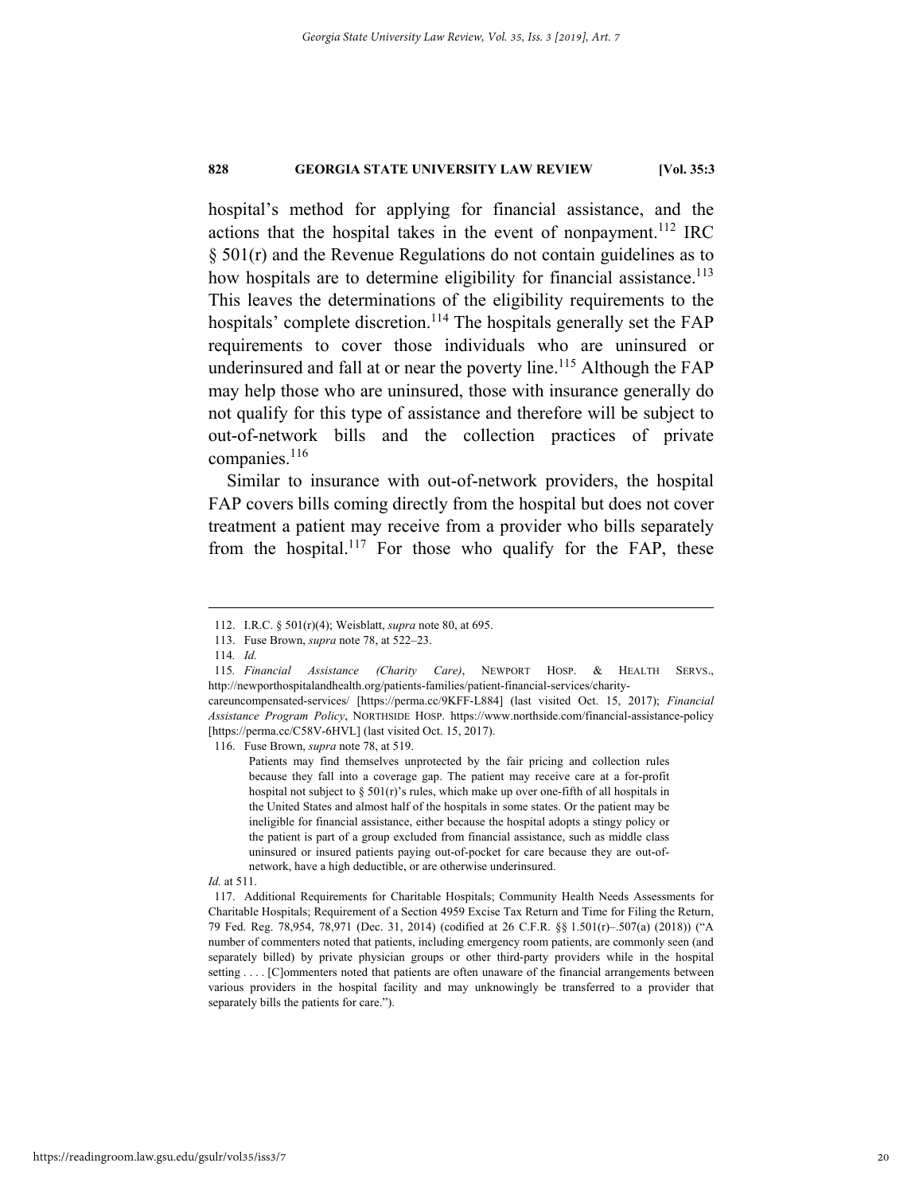hospital's method for applying for financial assistance, and the actions that the hospital takes in the event of nonpayment.[112] IRC § 501(r) and the Revenue Regulations do not contain guidelines as to how hospitals are to determine eligibility for financial assistance.[113] This leaves the determinations of the eligibility requirements to the hospitals' complete discretion.[114] The hospitals generally set the FAP requirements to cover those individuals who are uninsured or underinsured and fall at or near the poverty line.[115] Although the FAP may help those who are uninsured, those with insurance generally do not qualify for this type of assistance and therefore will be subject to out-of-network bills and the collection practices of private companies.[116]

Similar to insurance with out-of-network providers, the hospital FAP covers bills coming directly from the hospital but does not cover treatment a patient may receive from a provider who bills separately from the hospital.[117] For those who qualify for the FAP, these

---

112. I.R.C. § 501(r)(4); Weisblatt, *supra* note 80, at 695.

113. Fuse Brown, *supra* note 78, at 522–23.

114. *Id.*

115. *Financial Assistance (Charity Care)*, NEWPORT HOSP. & HEALTH SERVS., http://newporthospitalandhealth.org/patients-families/patient-financial-services/charity-careuncompensated-services/ [https://perma.cc/9KFF-L884] (last visited Oct. 15, 2017); *Financial Assistance Program Policy*, NORTHSIDE HOSP. https://www.northside.com/financial-assistance-policy [https://perma.cc/C58V-6HVL] (last visited Oct. 15, 2017).

116. Fuse Brown, *supra* note 78, at 519.

> Patients may find themselves unprotected by the fair pricing and collection rules because they fall into a coverage gap. The patient may receive care at a for-profit hospital not subject to § 501(r)'s rules, which make up over one-fifth of all hospitals in the United States and almost half of the hospitals in some states. Or the patient may be ineligible for financial assistance, either because the hospital adopts a stingy policy or the patient is part of a group excluded from financial assistance, such as middle class uninsured or insured patients paying out-of-pocket for care because they are out-of-network, have a high deductible, or are otherwise underinsured.

*Id.* at 511.

117. Additional Requirements for Charitable Hospitals; Community Health Needs Assessments for Charitable Hospitals; Requirement of a Section 4959 Excise Tax Return and Time for Filing the Return, 79 Fed. Reg. 78,954, 78,971 (Dec. 31, 2014) (codified at 26 C.F.R. §§ 1.501(r)–.507(a) (2018)) ("A number of commenters noted that patients, including emergency room patients, are commonly seen (and separately billed) by private physician groups or other third-party providers while in the hospital setting . . . . [C]ommenters noted that patients are often unaware of the financial arrangements between various providers in the hospital facility and may unknowingly be transferred to a provider that separately bills the patients for care.").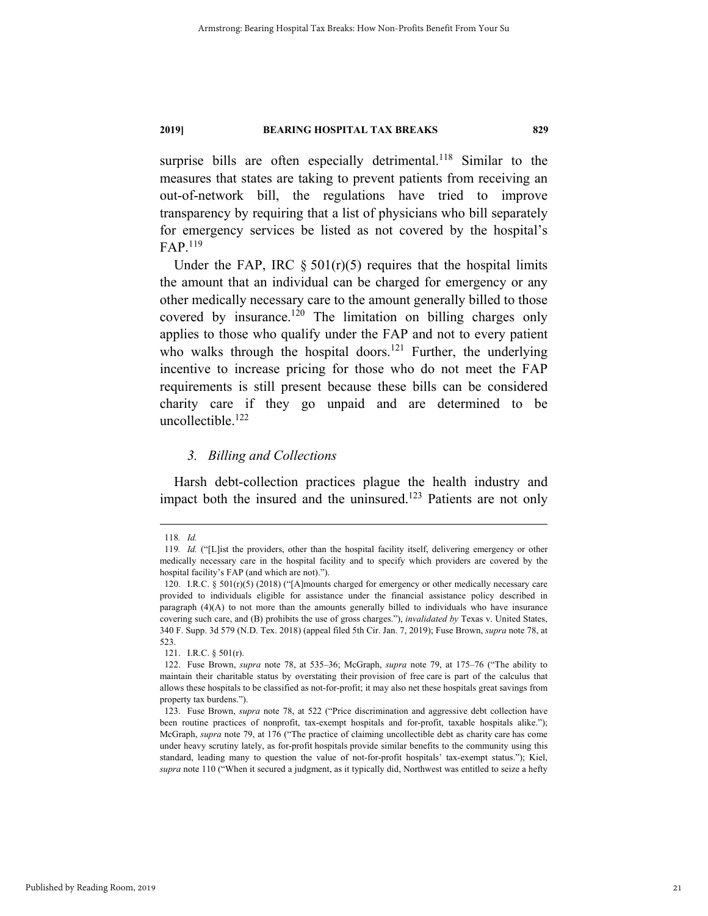surprise bills are often especially detrimental.[118] Similar to the measures that states are taking to prevent patients from receiving an out-of-network bill, the regulations have tried to improve transparency by requiring that a list of physicians who bill separately for emergency services be listed as not covered by the hospital's FAP.[119]

Under the FAP, IRC § 501(r)(5) requires that the hospital limits the amount that an individual can be charged for emergency or any other medically necessary care to the amount generally billed to those covered by insurance.[120] The limitation on billing charges only applies to those who qualify under the FAP and not to every patient who walks through the hospital doors.[121] Further, the underlying incentive to increase pricing for those who do not meet the FAP requirements is still present because these bills can be considered charity care if they go unpaid and are determined to be uncollectible.[122]

### *3. Billing and Collections*

Harsh debt-collection practices plague the health industry and impact both the insured and the uninsured.[123] Patients are not only

---

118. *Id.*

119. *Id.* ("[L]ist the providers, other than the hospital facility itself, delivering emergency or other medically necessary care in the hospital facility and to specify which providers are covered by the hospital facility's FAP (and which are not).").

120. I.R.C. § 501(r)(5) (2018) ("[A]mounts charged for emergency or other medically necessary care provided to individuals eligible for assistance under the financial assistance policy described in paragraph (4)(A) to not more than the amounts generally billed to individuals who have insurance covering such care, and (B) prohibits the use of gross charges."), *invalidated by* Texas v. United States, 340 F. Supp. 3d 579 (N.D. Tex. 2018) (appeal filed 5th Cir. Jan. 7, 2019); Fuse Brown, *supra* note 78, at 523.

121. I.R.C. § 501(r).

122. Fuse Brown, *supra* note 78, at 535–36; McGraph, *supra* note 79, at 175–76 ("The ability to maintain their charitable status by overstating their provision of free care is part of the calculus that allows these hospitals to be classified as not-for-profit; it may also net these hospitals great savings from property tax burdens.").

123. Fuse Brown, *supra* note 78, at 522 ("Price discrimination and aggressive debt collection have been routine practices of nonprofit, tax-exempt hospitals and for-profit, taxable hospitals alike."); McGraph, *supra* note 79, at 176 ("The practice of claiming uncollectible debt as charity care has come under heavy scrutiny lately, as for-profit hospitals provide similar benefits to the community using this standard, leading many to question the value of not-for-profit hospitals' tax-exempt status."); Kiel, *supra* note 110 ("When it secured a judgment, as it typically did, Northwest was entitled to seize a hefty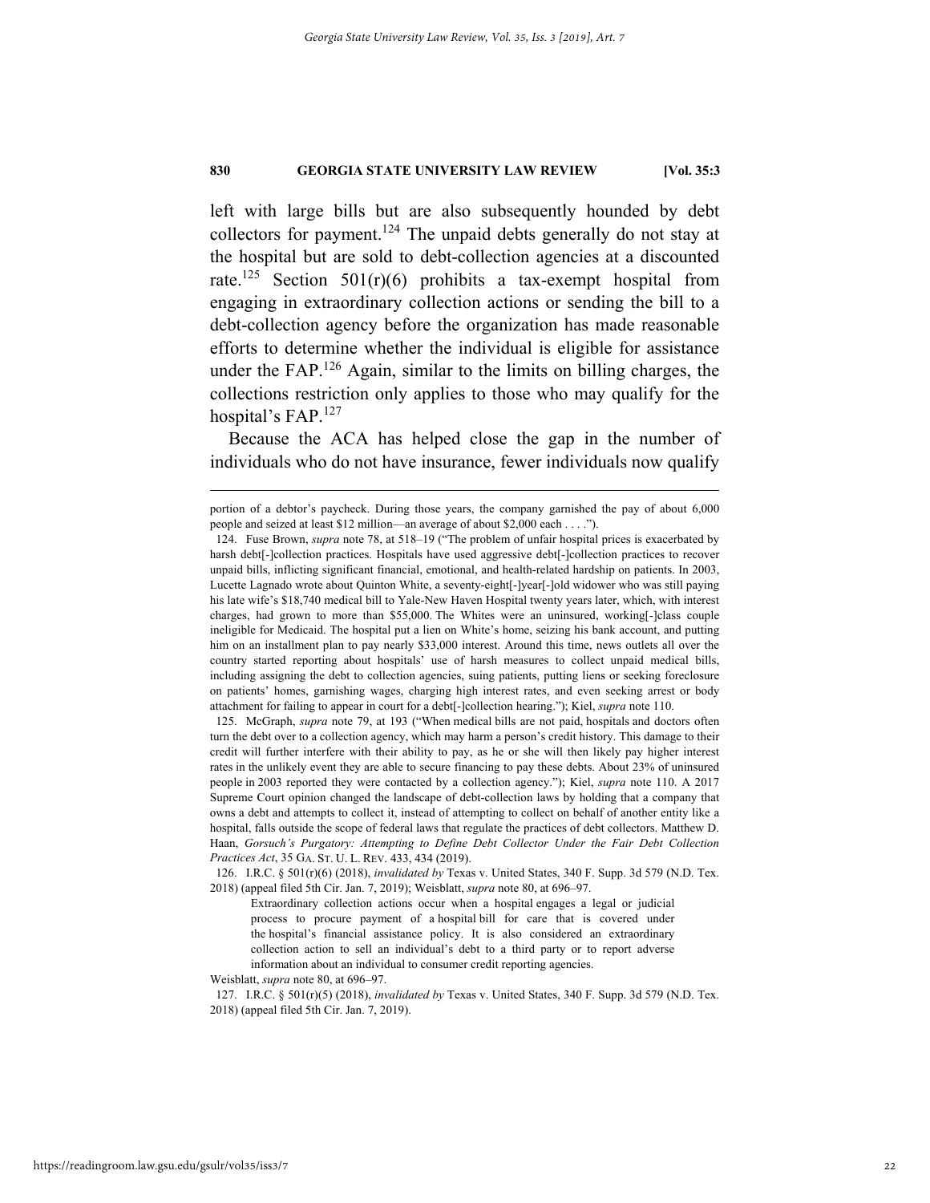left with large bills but are also subsequently hounded by debt collectors for payment.[124] The unpaid debts generally do not stay at the hospital but are sold to debt-collection agencies at a discounted rate.[125] Section 501(r)(6) prohibits a tax-exempt hospital from engaging in extraordinary collection actions or sending the bill to a debt-collection agency before the organization has made reasonable efforts to determine whether the individual is eligible for assistance under the FAP.[126] Again, similar to the limits on billing charges, the collections restriction only applies to those who may qualify for the hospital's FAP.[127]

Because the ACA has helped close the gap in the number of individuals who do not have insurance, fewer individuals now qualify

---

portion of a debtor's paycheck. During those years, the company garnished the pay of about 6,000 people and seized at least $12 million—an average of about $2,000 each . . . .").

124. Fuse Brown, *supra* note 78, at 518–19 ("The problem of unfair hospital prices is exacerbated by harsh debt[-]collection practices. Hospitals have used aggressive debt[-]collection practices to recover unpaid bills, inflicting significant financial, emotional, and health-related hardship on patients. In 2003, Lucette Lagnado wrote about Quinton White, a seventy-eight[-]year[-]old widower who was still paying his late wife's $18,740 medical bill to Yale-New Haven Hospital twenty years later, which, with interest charges, had grown to more than $55,000. The Whites were an uninsured, working[-]class couple ineligible for Medicaid. The hospital put a lien on White's home, seizing his bank account, and putting him on an installment plan to pay nearly $33,000 interest. Around this time, news outlets all over the country started reporting about hospitals' use of harsh measures to collect unpaid medical bills, including assigning the debt to collection agencies, suing patients, putting liens or seeking foreclosure on patients' homes, garnishing wages, charging high interest rates, and even seeking arrest or body attachment for failing to appear in court for a debt[-]collection hearing."); Kiel, *supra* note 110.

125. McGraph, *supra* note 79, at 193 ("When medical bills are not paid, hospitals and doctors often turn the debt over to a collection agency, which may harm a person's credit history. This damage to their credit will further interfere with their ability to pay, as he or she will then likely pay higher interest rates in the unlikely event they are able to secure financing to pay these debts. About 23% of uninsured people in 2003 reported they were contacted by a collection agency."); Kiel, *supra* note 110. A 2017 Supreme Court opinion changed the landscape of debt-collection laws by holding that a company that owns a debt and attempts to collect it, instead of attempting to collect on behalf of another entity like a hospital, falls outside the scope of federal laws that regulate the practices of debt collectors. Matthew D. Haan, *Gorsuch's Purgatory: Attempting to Define Debt Collector Under the Fair Debt Collection Practices Act*, 35 GA. ST. U. L. REV. 433, 434 (2019).

126. I.R.C. § 501(r)(6) (2018), *invalidated by* Texas v. United States, 340 F. Supp. 3d 579 (N.D. Tex. 2018) (appeal filed 5th Cir. Jan. 7, 2019); Weisblatt, *supra* note 80, at 696–97.

> Extraordinary collection actions occur when a hospital engages a legal or judicial process to procure payment of a hospital bill for care that is covered under the hospital's financial assistance policy. It is also considered an extraordinary collection action to sell an individual's debt to a third party or to report adverse information about an individual to consumer credit reporting agencies.

Weisblatt, *supra* note 80, at 696–97.

127. I.R.C. § 501(r)(5) (2018), *invalidated by* Texas v. United States, 340 F. Supp. 3d 579 (N.D. Tex. 2018) (appeal filed 5th Cir. Jan. 7, 2019).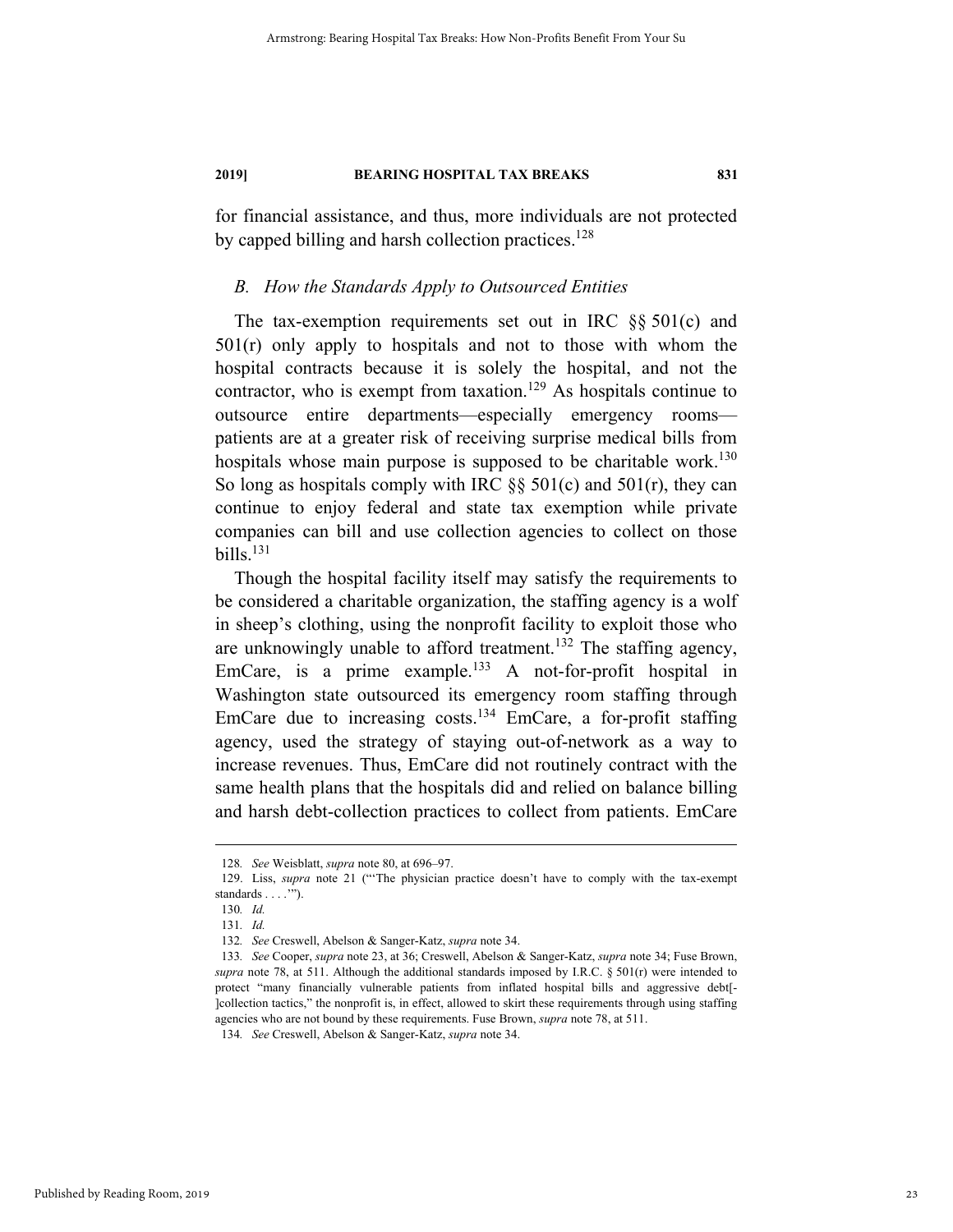for financial assistance, and thus, more individuals are not protected by capped billing and harsh collection practices.[128]

### *B. How the Standards Apply to Outsourced Entities*

The tax-exemption requirements set out in IRC §§ 501(c) and 501(r) only apply to hospitals and not to those with whom the hospital contracts because it is solely the hospital, and not the contractor, who is exempt from taxation.[129] As hospitals continue to outsource entire departments—especially emergency rooms—patients are at a greater risk of receiving surprise medical bills from hospitals whose main purpose is supposed to be charitable work.[130] So long as hospitals comply with IRC §§ 501(c) and 501(r), they can continue to enjoy federal and state tax exemption while private companies can bill and use collection agencies to collect on those bills.[131]

Though the hospital facility itself may satisfy the requirements to be considered a charitable organization, the staffing agency is a wolf in sheep's clothing, using the nonprofit facility to exploit those who are unknowingly unable to afford treatment.[132] The staffing agency, EmCare, is a prime example.[133] A not-for-profit hospital in Washington state outsourced its emergency room staffing through EmCare due to increasing costs.[134] EmCare, a for-profit staffing agency, used the strategy of staying out-of-network as a way to increase revenues. Thus, EmCare did not routinely contract with the same health plans that the hospitals did and relied on balance billing and harsh debt-collection practices to collect from patients. EmCare

---

128. *See* Weisblatt, *supra* note 80, at 696–97.

129. Liss, *supra* note 21 ("'The physician practice doesn't have to comply with the tax-exempt standards . . . .'").

130. *Id.*

131. *Id.*

132. *See* Creswell, Abelson & Sanger-Katz, *supra* note 34.

133. *See* Cooper, *supra* note 23, at 36; Creswell, Abelson & Sanger-Katz, *supra* note 34; Fuse Brown, *supra* note 78, at 511. Although the additional standards imposed by I.R.C. § 501(r) were intended to protect "many financially vulnerable patients from inflated hospital bills and aggressive debt[-]collection tactics," the nonprofit is, in effect, allowed to skirt these requirements through using staffing agencies who are not bound by these requirements. Fuse Brown, *supra* note 78, at 511.

134. *See* Creswell, Abelson & Sanger-Katz, *supra* note 34.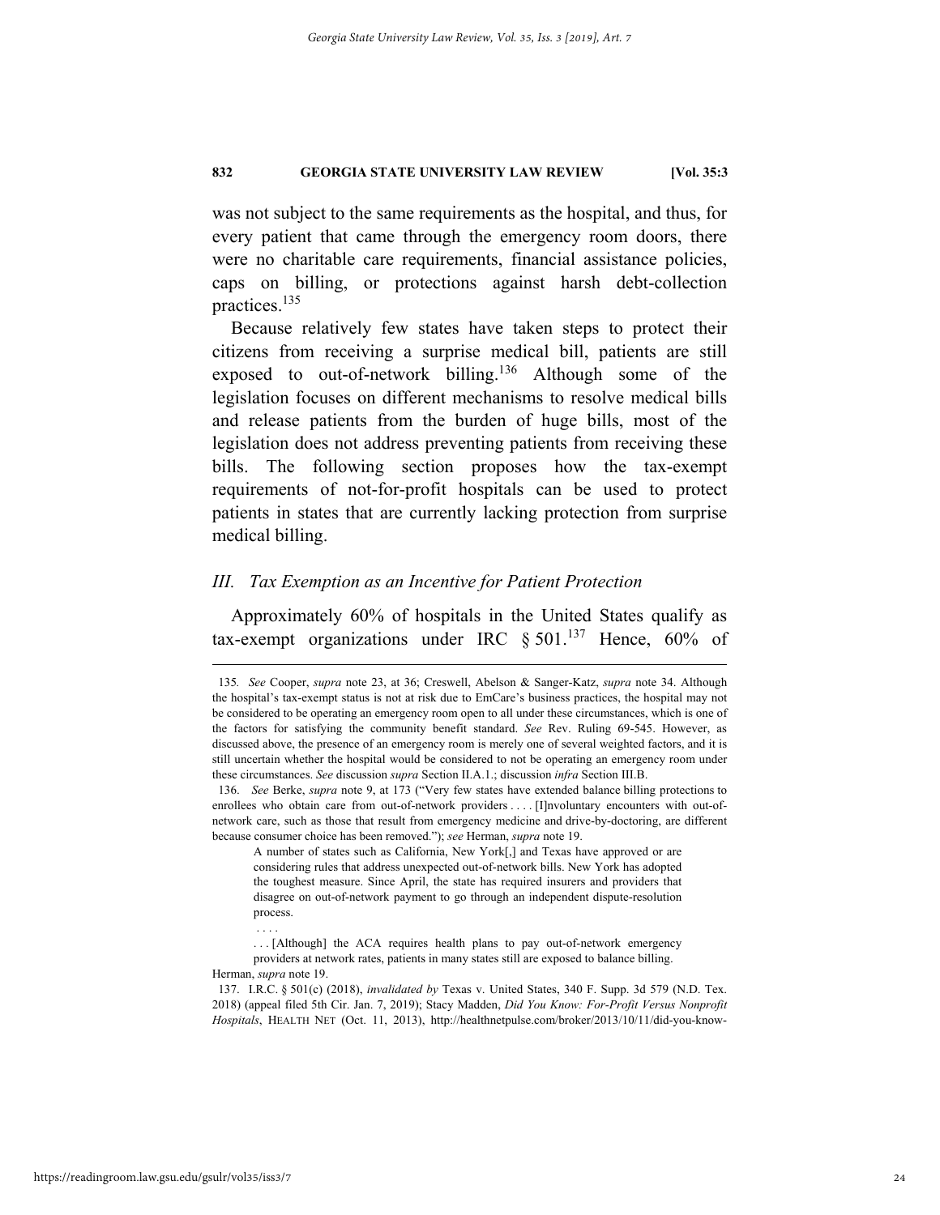was not subject to the same requirements as the hospital, and thus, for every patient that came through the emergency room doors, there were no charitable care requirements, financial assistance policies, caps on billing, or protections against harsh debt-collection practices.[135]

Because relatively few states have taken steps to protect their citizens from receiving a surprise medical bill, patients are still exposed to out-of-network billing.[136] Although some of the legislation focuses on different mechanisms to resolve medical bills and release patients from the burden of huge bills, most of the legislation does not address preventing patients from receiving these bills. The following section proposes how the tax-exempt requirements of not-for-profit hospitals can be used to protect patients in states that are currently lacking protection from surprise medical billing.

## *III. Tax Exemption as an Incentive for Patient Protection*

Approximately 60% of hospitals in the United States qualify as tax-exempt organizations under IRC § 501.[137] Hence, 60% of

---

135. *See* Cooper, *supra* note 23, at 36; Creswell, Abelson & Sanger-Katz, *supra* note 34. Although the hospital's tax-exempt status is not at risk due to EmCare's business practices, the hospital may not be considered to be operating an emergency room open to all under these circumstances, which is one of the factors for satisfying the community benefit standard. *See* Rev. Ruling 69-545. However, as discussed above, the presence of an emergency room is merely one of several weighted factors, and it is still uncertain whether the hospital would be considered to not be operating an emergency room under these circumstances. *See* discussion *supra* Section II.A.1.; discussion *infra* Section III.B.

136. *See* Berke, *supra* note 9, at 173 ("Very few states have extended balance billing protections to enrollees who obtain care from out-of-network providers . . . . [I]nvoluntary encounters with out-of-network care, such as those that result from emergency medicine and drive-by-doctoring, are different because consumer choice has been removed."); *see* Herman, *supra* note 19.

> A number of states such as California, New York[,] and Texas have approved or are considering rules that address unexpected out-of-network bills. New York has adopted the toughest measure. Since April, the state has required insurers and providers that disagree on out-of-network payment to go through an independent dispute-resolution process.
>
> . . . .
>
> . . . [Although] the ACA requires health plans to pay out-of-network emergency providers at network rates, patients in many states still are exposed to balance billing.

Herman, *supra* note 19.

137. I.R.C. § 501(c) (2018), *invalidated by* Texas v. United States, 340 F. Supp. 3d 579 (N.D. Tex. 2018) (appeal filed 5th Cir. Jan. 7, 2019); Stacy Madden, *Did You Know: For-Profit Versus Nonprofit Hospitals*, HEALTH NET (Oct. 11, 2013), http://healthnetpulse.com/broker/2013/10/11/did-you-know-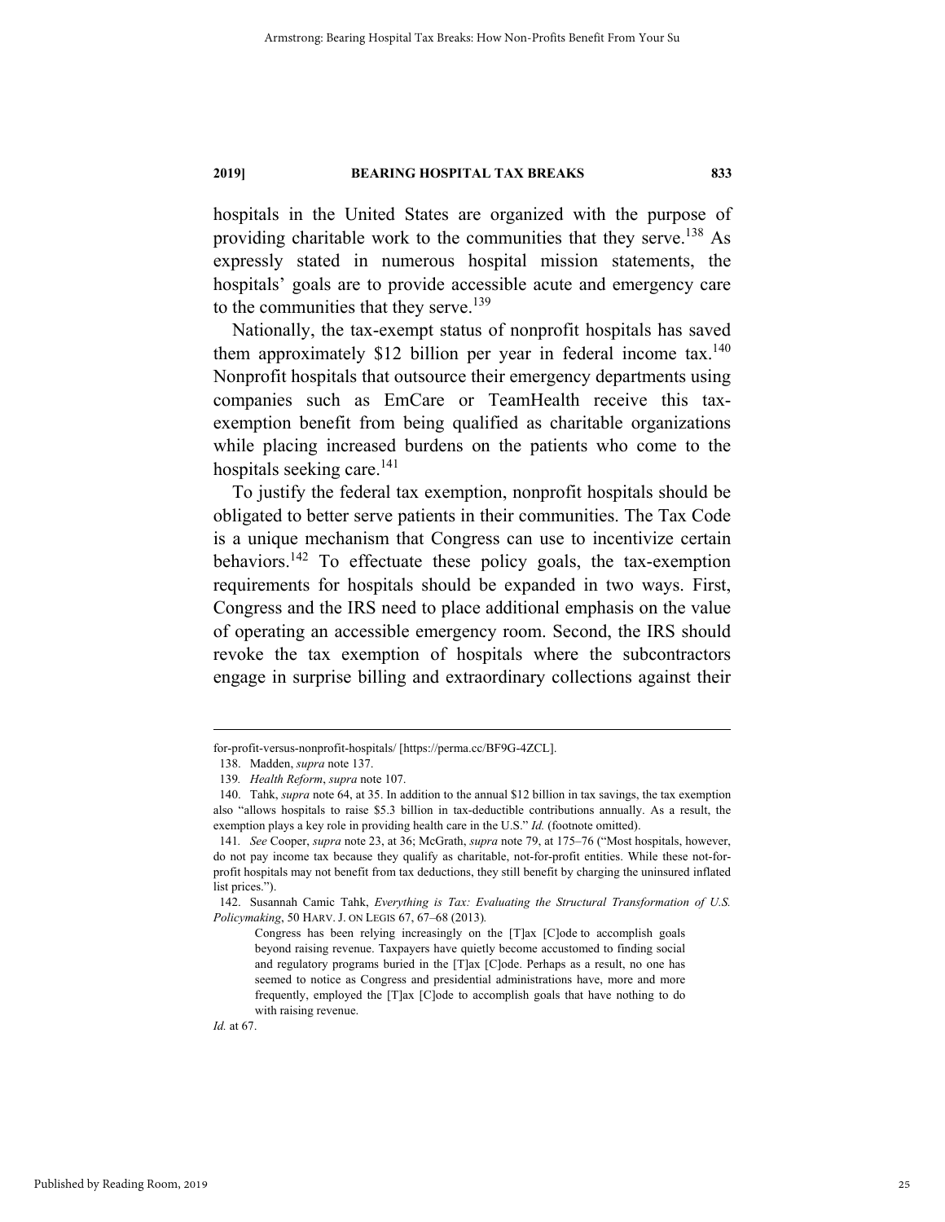hospitals in the United States are organized with the purpose of providing charitable work to the communities that they serve.[138] As expressly stated in numerous hospital mission statements, the hospitals' goals are to provide accessible acute and emergency care to the communities that they serve.[139]

Nationally, the tax-exempt status of nonprofit hospitals has saved them approximately $12 billion per year in federal income tax.[140] Nonprofit hospitals that outsource their emergency departments using companies such as EmCare or TeamHealth receive this tax-exemption benefit from being qualified as charitable organizations while placing increased burdens on the patients who come to the hospitals seeking care.[141]

To justify the federal tax exemption, nonprofit hospitals should be obligated to better serve patients in their communities. The Tax Code is a unique mechanism that Congress can use to incentivize certain behaviors.[142] To effectuate these policy goals, the tax-exemption requirements for hospitals should be expanded in two ways. First, Congress and the IRS need to place additional emphasis on the value of operating an accessible emergency room. Second, the IRS should revoke the tax exemption of hospitals where the subcontractors engage in surprise billing and extraordinary collections against their

---

for-profit-versus-nonprofit-hospitals/ [https://perma.cc/BF9G-4ZCL].

138. Madden, *supra* note 137.

139. *Health Reform*, *supra* note 107.

140. Tahk, *supra* note 64, at 35. In addition to the annual $12 billion in tax savings, the tax exemption also "allows hospitals to raise $5.3 billion in tax-deductible contributions annually. As a result, the exemption plays a key role in providing health care in the U.S." *Id.* (footnote omitted).

141. *See* Cooper, *supra* note 23, at 36; McGrath, *supra* note 79, at 175–76 ("Most hospitals, however, do not pay income tax because they qualify as charitable, not-for-profit entities. While these not-for-profit hospitals may not benefit from tax deductions, they still benefit by charging the uninsured inflated list prices.").

142. Susannah Camic Tahk, *Everything is Tax: Evaluating the Structural Transformation of U.S. Policymaking*, 50 HARV. J. ON LEGIS 67, 67–68 (2013).

> Congress has been relying increasingly on the [T]ax [C]ode to accomplish goals beyond raising revenue. Taxpayers have quietly become accustomed to finding social and regulatory programs buried in the [T]ax [C]ode. Perhaps as a result, no one has seemed to notice as Congress and presidential administrations have, more and more frequently, employed the [T]ax [C]ode to accomplish goals that have nothing to do with raising revenue.

*Id.* at 67.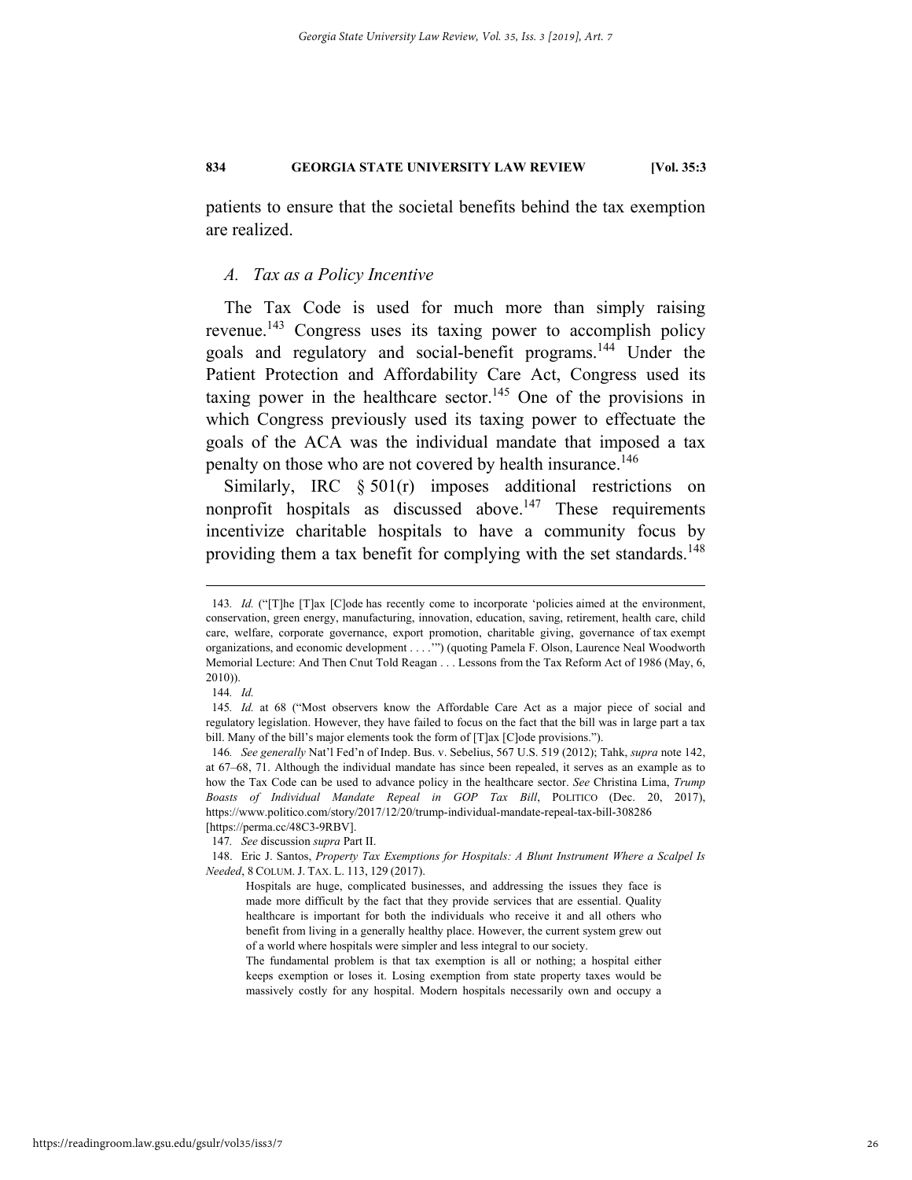patients to ensure that the societal benefits behind the tax exemption are realized.

### *A. Tax as a Policy Incentive*

The Tax Code is used for much more than simply raising revenue.[143] Congress uses its taxing power to accomplish policy goals and regulatory and social-benefit programs.[144] Under the Patient Protection and Affordability Care Act, Congress used its taxing power in the healthcare sector.[145] One of the provisions in which Congress previously used its taxing power to effectuate the goals of the ACA was the individual mandate that imposed a tax penalty on those who are not covered by health insurance.[146]

Similarly, IRC § 501(r) imposes additional restrictions on nonprofit hospitals as discussed above.[147] These requirements incentivize charitable hospitals to have a community focus by providing them a tax benefit for complying with the set standards.[148]

---

143. *Id.* ("[T]he [T]ax [C]ode has recently come to incorporate 'policies aimed at the environment, conservation, green energy, manufacturing, innovation, education, saving, retirement, health care, child care, welfare, corporate governance, export promotion, charitable giving, governance of tax exempt organizations, and economic development . . . .'") (quoting Pamela F. Olson, Laurence Neal Woodworth Memorial Lecture: And Then Cnut Told Reagan . . . Lessons from the Tax Reform Act of 1986 (May, 6, 2010)).

144. *Id.*

145. *Id.* at 68 ("Most observers know the Affordable Care Act as a major piece of social and regulatory legislation. However, they have failed to focus on the fact that the bill was in large part a tax bill. Many of the bill's major elements took the form of [T]ax [C]ode provisions.").

146. *See generally* Nat'l Fed'n of Indep. Bus. v. Sebelius, 567 U.S. 519 (2012); Tahk, *supra* note 142, at 67–68, 71. Although the individual mandate has since been repealed, it serves as an example as to how the Tax Code can be used to advance policy in the healthcare sector. *See* Christina Lima, *Trump Boasts of Individual Mandate Repeal in GOP Tax Bill*, POLITICO (Dec. 20, 2017), https://www.politico.com/story/2017/12/20/trump-individual-mandate-repeal-tax-bill-308286 [https://perma.cc/48C3-9RBV].

147. *See* discussion *supra* Part II.

148. Eric J. Santos, *Property Tax Exemptions for Hospitals: A Blunt Instrument Where a Scalpel Is Needed*, 8 COLUM. J. TAX. L. 113, 129 (2017).

> Hospitals are huge, complicated businesses, and addressing the issues they face is made more difficult by the fact that they provide services that are essential. Quality healthcare is important for both the individuals who receive it and all others who benefit from living in a generally healthy place. However, the current system grew out of a world where hospitals were simpler and less integral to our society.
>
> The fundamental problem is that tax exemption is all or nothing; a hospital either keeps exemption or loses it. Losing exemption from state property taxes would be massively costly for any hospital. Modern hospitals necessarily own and occupy a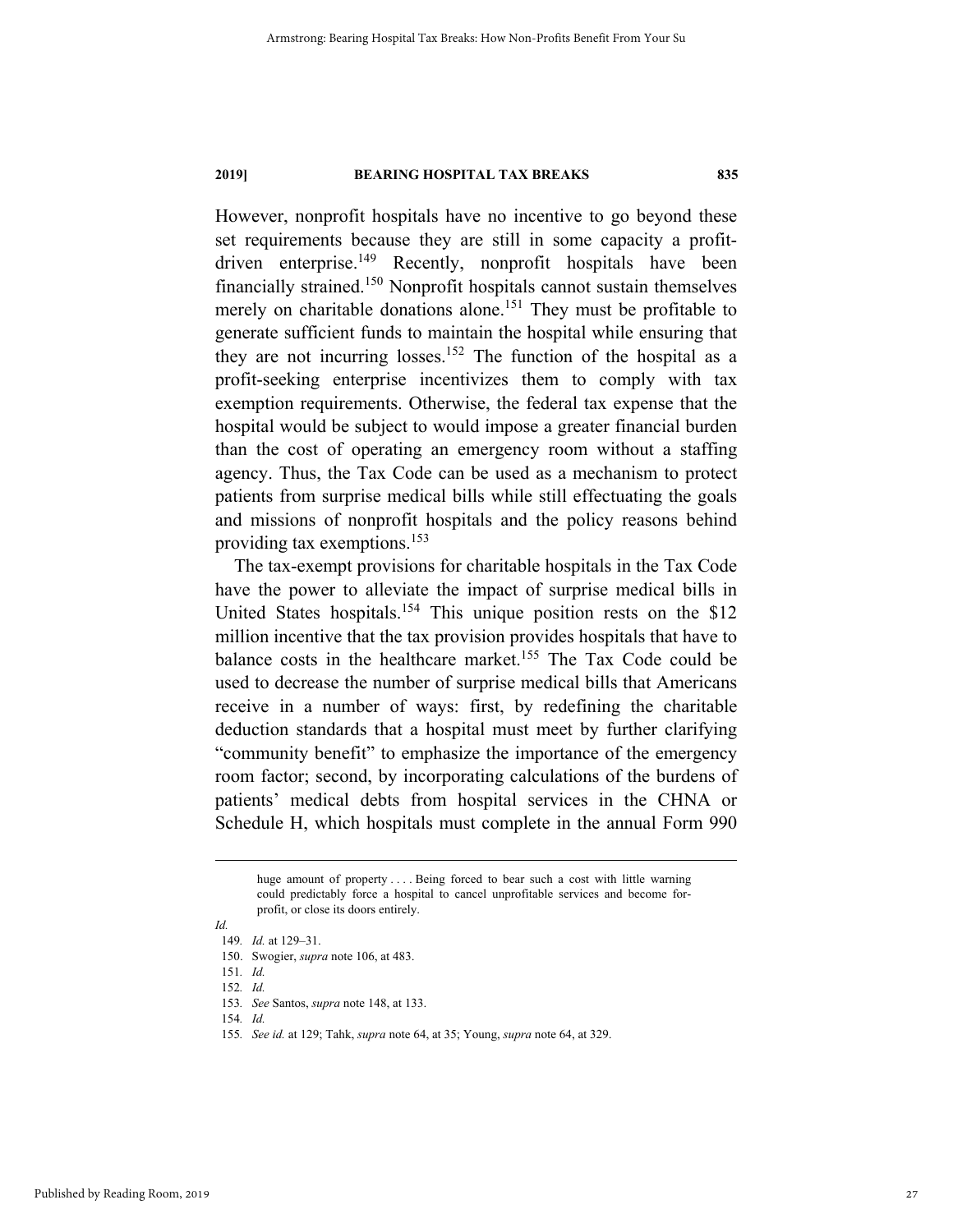However, nonprofit hospitals have no incentive to go beyond these set requirements because they are still in some capacity a profit-driven enterprise.[149] Recently, nonprofit hospitals have been financially strained.[150] Nonprofit hospitals cannot sustain themselves merely on charitable donations alone.[151] They must be profitable to generate sufficient funds to maintain the hospital while ensuring that they are not incurring losses.[152] The function of the hospital as a profit-seeking enterprise incentivizes them to comply with tax exemption requirements. Otherwise, the federal tax expense that the hospital would be subject to would impose a greater financial burden than the cost of operating an emergency room without a staffing agency. Thus, the Tax Code can be used as a mechanism to protect patients from surprise medical bills while still effectuating the goals and missions of nonprofit hospitals and the policy reasons behind providing tax exemptions.[153]

The tax-exempt provisions for charitable hospitals in the Tax Code have the power to alleviate the impact of surprise medical bills in United States hospitals.[154] This unique position rests on the $12 million incentive that the tax provision provides hospitals that have to balance costs in the healthcare market.[155] The Tax Code could be used to decrease the number of surprise medical bills that Americans receive in a number of ways: first, by redefining the charitable deduction standards that a hospital must meet by further clarifying "community benefit" to emphasize the importance of the emergency room factor; second, by incorporating calculations of the burdens of patients' medical debts from hospital services in the CHNA or Schedule H, which hospitals must complete in the annual Form 990

> huge amount of property . . . . Being forced to bear such a cost with little warning could predictably force a hospital to cancel unprofitable services and become for-profit, or close its doors entirely.

*Id.*

149. *Id.* at 129–31.

150. Swogier, *supra* note 106, at 483.

151. *Id.*

152. *Id.*

153. *See* Santos, *supra* note 148, at 133.

154. *Id.*

155. *See id.* at 129; Tahk, *supra* note 64, at 35; Young, *supra* note 64, at 329.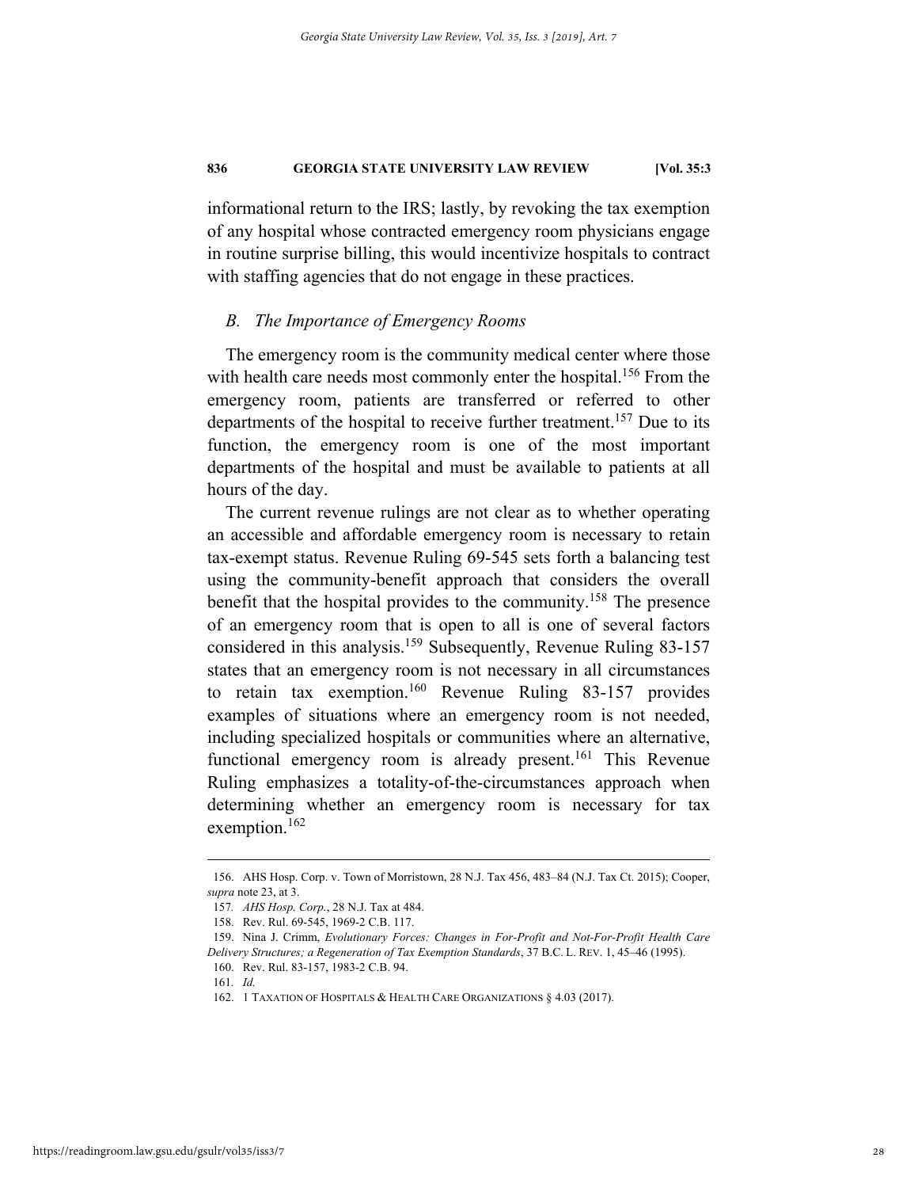informational return to the IRS; lastly, by revoking the tax exemption of any hospital whose contracted emergency room physicians engage in routine surprise billing, this would incentivize hospitals to contract with staffing agencies that do not engage in these practices.

### *B. The Importance of Emergency Rooms*

The emergency room is the community medical center where those with health care needs most commonly enter the hospital.[156] From the emergency room, patients are transferred or referred to other departments of the hospital to receive further treatment.[157] Due to its function, the emergency room is one of the most important departments of the hospital and must be available to patients at all hours of the day.

The current revenue rulings are not clear as to whether operating an accessible and affordable emergency room is necessary to retain tax-exempt status. Revenue Ruling 69-545 sets forth a balancing test using the community-benefit approach that considers the overall benefit that the hospital provides to the community.[158] The presence of an emergency room that is open to all is one of several factors considered in this analysis.[159] Subsequently, Revenue Ruling 83-157 states that an emergency room is not necessary in all circumstances to retain tax exemption.[160] Revenue Ruling 83-157 provides examples of situations where an emergency room is not needed, including specialized hospitals or communities where an alternative, functional emergency room is already present.[161] This Revenue Ruling emphasizes a totality-of-the-circumstances approach when determining whether an emergency room is necessary for tax exemption.[162]

---

156. AHS Hosp. Corp. v. Town of Morristown, 28 N.J. Tax 456, 483–84 (N.J. Tax Ct. 2015); Cooper, *supra* note 23, at 3.

157. *AHS Hosp. Corp.*, 28 N.J. Tax at 484.

158. Rev. Rul. 69-545, 1969-2 C.B. 117.

159. Nina J. Crimm, *Evolutionary Forces: Changes in For-Profit and Not-For-Profit Health Care Delivery Structures; a Regeneration of Tax Exemption Standards*, 37 B.C. L. REV. 1, 45–46 (1995).

160. Rev. Rul. 83-157, 1983-2 C.B. 94.

161. *Id.*

162. 1 TAXATION OF HOSPITALS & HEALTH CARE ORGANIZATIONS § 4.03 (2017).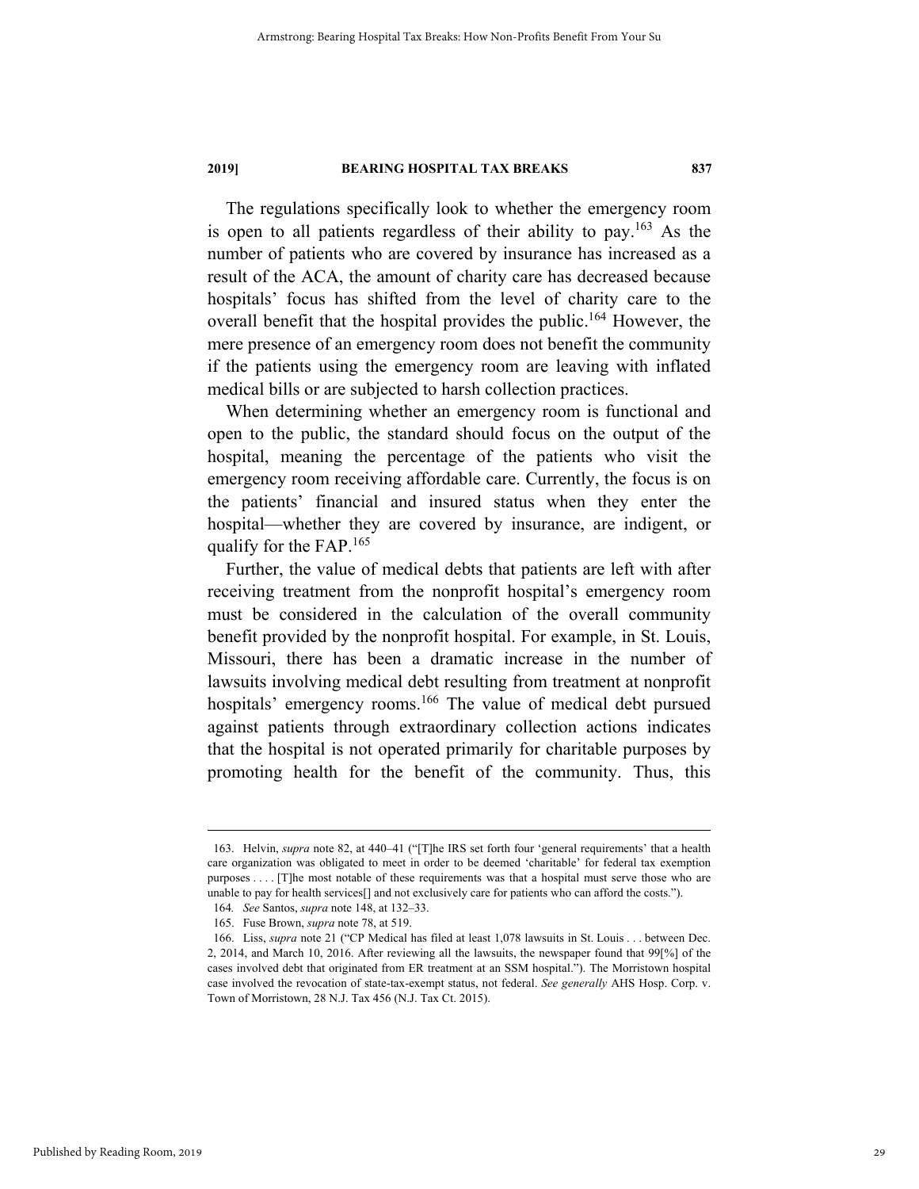The regulations specifically look to whether the emergency room is open to all patients regardless of their ability to pay.[163] As the number of patients who are covered by insurance has increased as a result of the ACA, the amount of charity care has decreased because hospitals' focus has shifted from the level of charity care to the overall benefit that the hospital provides the public.[164] However, the mere presence of an emergency room does not benefit the community if the patients using the emergency room are leaving with inflated medical bills or are subjected to harsh collection practices.

When determining whether an emergency room is functional and open to the public, the standard should focus on the output of the hospital, meaning the percentage of the patients who visit the emergency room receiving affordable care. Currently, the focus is on the patients' financial and insured status when they enter the hospital—whether they are covered by insurance, are indigent, or qualify for the FAP.[165]

Further, the value of medical debts that patients are left with after receiving treatment from the nonprofit hospital's emergency room must be considered in the calculation of the overall community benefit provided by the nonprofit hospital. For example, in St. Louis, Missouri, there has been a dramatic increase in the number of lawsuits involving medical debt resulting from treatment at nonprofit hospitals' emergency rooms.[166] The value of medical debt pursued against patients through extraordinary collection actions indicates that the hospital is not operated primarily for charitable purposes by promoting health for the benefit of the community. Thus, this

---

163. Helvin, *supra* note 82, at 440–41 ("[T]he IRS set forth four 'general requirements' that a health care organization was obligated to meet in order to be deemed 'charitable' for federal tax exemption purposes . . . . [T]he most notable of these requirements was that a hospital must serve those who are unable to pay for health services[] and not exclusively care for patients who can afford the costs.").

164. *See* Santos, *supra* note 148, at 132–33.

165. Fuse Brown, *supra* note 78, at 519.

166. Liss, *supra* note 21 ("CP Medical has filed at least 1,078 lawsuits in St. Louis . . . between Dec. 2, 2014, and March 10, 2016. After reviewing all the lawsuits, the newspaper found that 99[%] of the cases involved debt that originated from ER treatment at an SSM hospital."). The Morristown hospital case involved the revocation of state-tax-exempt status, not federal. *See generally* AHS Hosp. Corp. v. Town of Morristown, 28 N.J. Tax 456 (N.J. Tax Ct. 2015).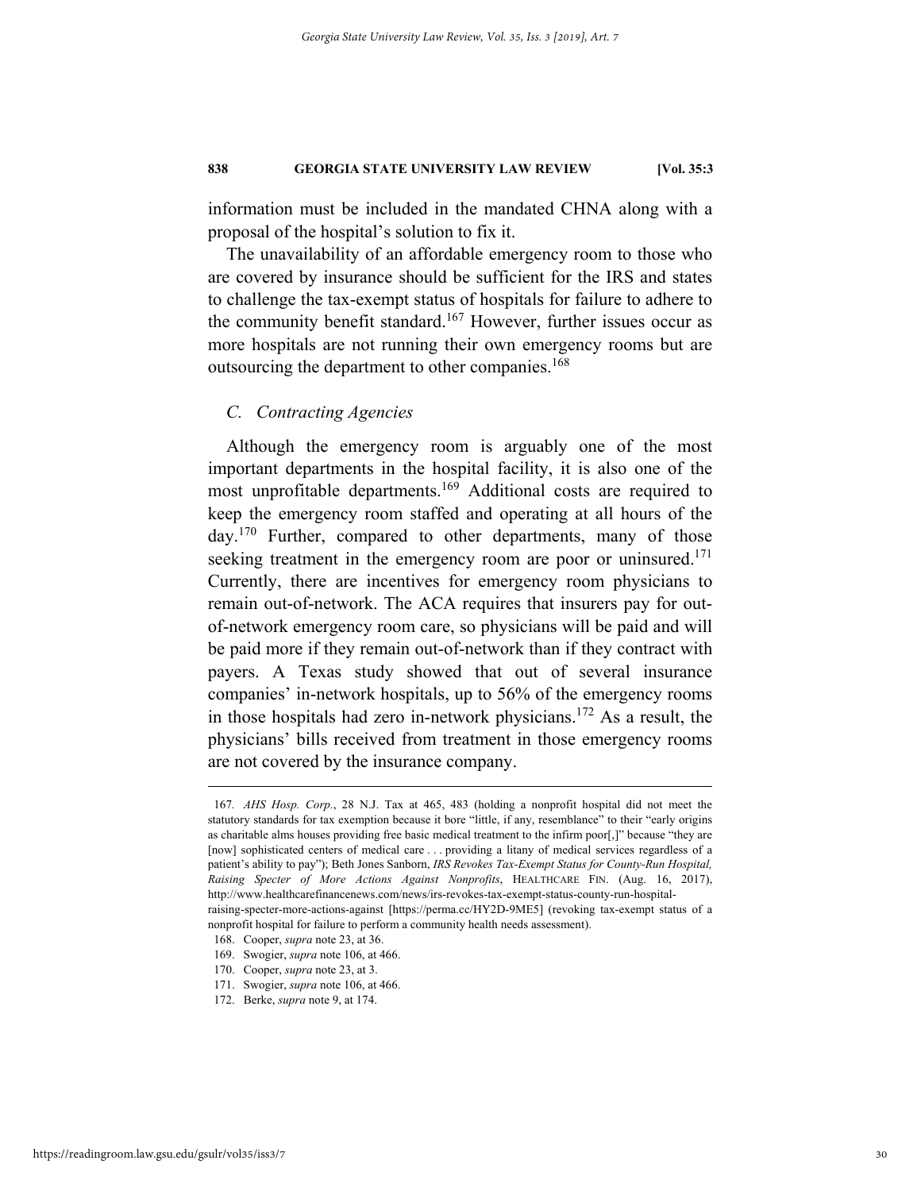information must be included in the mandated CHNA along with a proposal of the hospital's solution to fix it.

The unavailability of an affordable emergency room to those who are covered by insurance should be sufficient for the IRS and states to challenge the tax-exempt status of hospitals for failure to adhere to the community benefit standard.[167] However, further issues occur as more hospitals are not running their own emergency rooms but are outsourcing the department to other companies.[168]

### *C. Contracting Agencies*

Although the emergency room is arguably one of the most important departments in the hospital facility, it is also one of the most unprofitable departments.[169] Additional costs are required to keep the emergency room staffed and operating at all hours of the day.[170] Further, compared to other departments, many of those seeking treatment in the emergency room are poor or uninsured.[171] Currently, there are incentives for emergency room physicians to remain out-of-network. The ACA requires that insurers pay for out-of-network emergency room care, so physicians will be paid and will be paid more if they remain out-of-network than if they contract with payers. A Texas study showed that out of several insurance companies' in-network hospitals, up to 56% of the emergency rooms in those hospitals had zero in-network physicians.[172] As a result, the physicians' bills received from treatment in those emergency rooms are not covered by the insurance company.

---

167. *AHS Hosp. Corp.*, 28 N.J. Tax at 465, 483 (holding a nonprofit hospital did not meet the statutory standards for tax exemption because it bore "little, if any, resemblance" to their "early origins as charitable alms houses providing free basic medical treatment to the infirm poor[,]" because "they are [now] sophisticated centers of medical care . . . providing a litany of medical services regardless of a patient's ability to pay"); Beth Jones Sanborn, *IRS Revokes Tax-Exempt Status for County-Run Hospital, Raising Specter of More Actions Against Nonprofits*, HEALTHCARE FIN. (Aug. 16, 2017), http://www.healthcarefinancenews.com/news/irs-revokes-tax-exempt-status-county-run-hospital-raising-specter-more-actions-against [https://perma.cc/HY2D-9ME5] (revoking tax-exempt status of a nonprofit hospital for failure to perform a community health needs assessment).

168. Cooper, *supra* note 23, at 36.

169. Swogier, *supra* note 106, at 466.

170. Cooper, *supra* note 23, at 3.

171. Swogier, *supra* note 106, at 466.

172. Berke, *supra* note 9, at 174.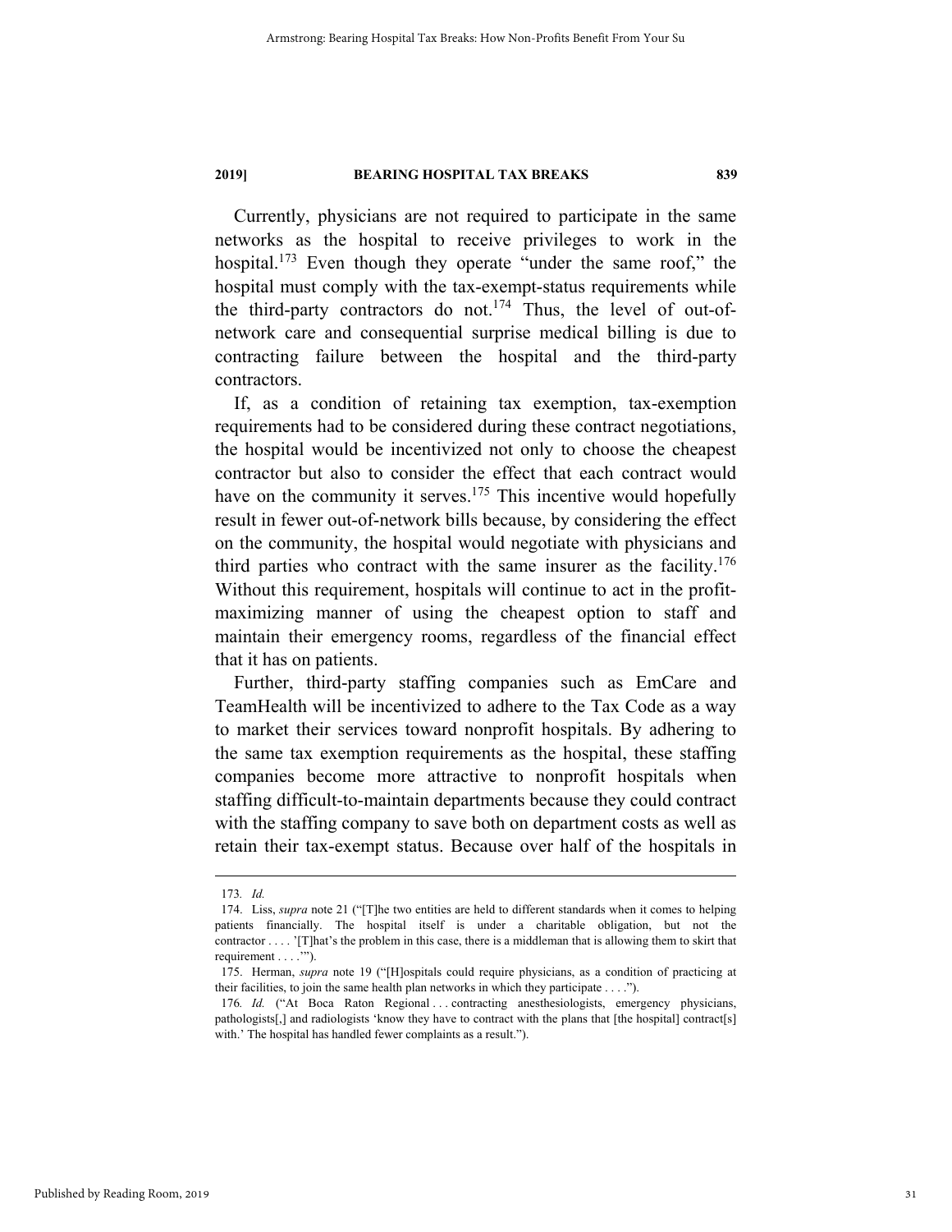Currently, physicians are not required to participate in the same networks as the hospital to receive privileges to work in the hospital.[173] Even though they operate "under the same roof," the hospital must comply with the tax-exempt-status requirements while the third-party contractors do not.[174] Thus, the level of out-of-network care and consequential surprise medical billing is due to contracting failure between the hospital and the third-party contractors.

If, as a condition of retaining tax exemption, tax-exemption requirements had to be considered during these contract negotiations, the hospital would be incentivized not only to choose the cheapest contractor but also to consider the effect that each contract would have on the community it serves.[175] This incentive would hopefully result in fewer out-of-network bills because, by considering the effect on the community, the hospital would negotiate with physicians and third parties who contract with the same insurer as the facility.[176] Without this requirement, hospitals will continue to act in the profit-maximizing manner of using the cheapest option to staff and maintain their emergency rooms, regardless of the financial effect that it has on patients.

Further, third-party staffing companies such as EmCare and TeamHealth will be incentivized to adhere to the Tax Code as a way to market their services toward nonprofit hospitals. By adhering to the same tax exemption requirements as the hospital, these staffing companies become more attractive to nonprofit hospitals when staffing difficult-to-maintain departments because they could contract with the staffing company to save both on department costs as well as retain their tax-exempt status. Because over half of the hospitals in

---

173. *Id.*

174. Liss, *supra* note 21 ("[T]he two entities are held to different standards when it comes to helping patients financially. The hospital itself is under a charitable obligation, but not the contractor . . . . '[T]hat's the problem in this case, there is a middleman that is allowing them to skirt that requirement . . . .'").

175. Herman, *supra* note 19 ("[H]ospitals could require physicians, as a condition of practicing at their facilities, to join the same health plan networks in which they participate . . . .").

176. *Id.* ("At Boca Raton Regional . . . contracting anesthesiologists, emergency physicians, pathologists[,] and radiologists 'know they have to contract with the plans that [the hospital] contract[s] with.' The hospital has handled fewer complaints as a result.").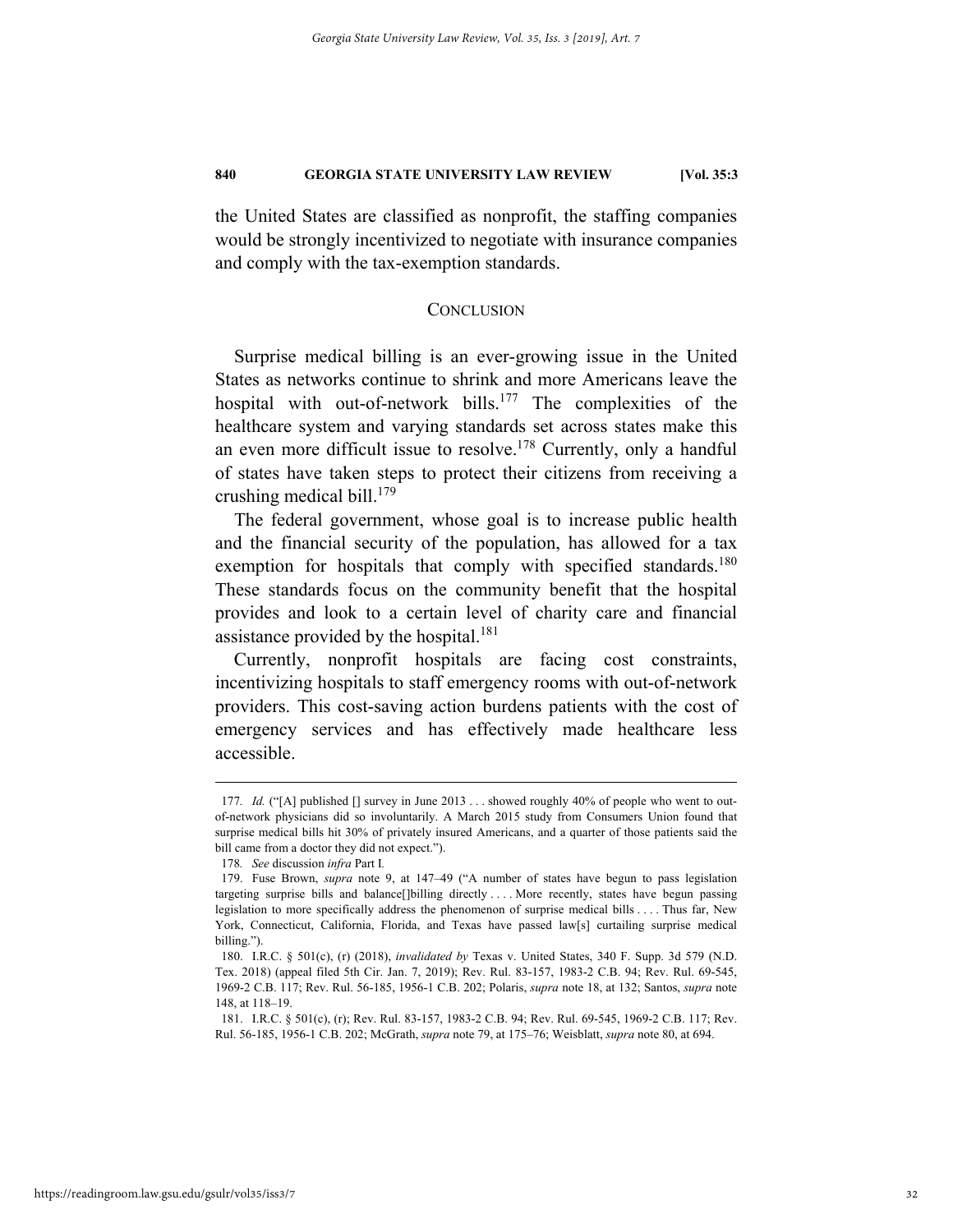the United States are classified as nonprofit, the staffing companies would be strongly incentivized to negotiate with insurance companies and comply with the tax-exemption standards.

## CONCLUSION

Surprise medical billing is an ever-growing issue in the United States as networks continue to shrink and more Americans leave the hospital with out-of-network bills.[177] The complexities of the healthcare system and varying standards set across states make this an even more difficult issue to resolve.[178] Currently, only a handful of states have taken steps to protect their citizens from receiving a crushing medical bill.[179]

The federal government, whose goal is to increase public health and the financial security of the population, has allowed for a tax exemption for hospitals that comply with specified standards.[180] These standards focus on the community benefit that the hospital provides and look to a certain level of charity care and financial assistance provided by the hospital.[181]

Currently, nonprofit hospitals are facing cost constraints, incentivizing hospitals to staff emergency rooms with out-of-network providers. This cost-saving action burdens patients with the cost of emergency services and has effectively made healthcare less accessible.

---

177. *Id.* ("[A] published [] survey in June 2013 . . . showed roughly 40% of people who went to out-of-network physicians did so involuntarily. A March 2015 study from Consumers Union found that surprise medical bills hit 30% of privately insured Americans, and a quarter of those patients said the bill came from a doctor they did not expect.").

178. *See* discussion *infra* Part I.

179. Fuse Brown, *supra* note 9, at 147–49 ("A number of states have begun to pass legislation targeting surprise bills and balance[]billing directly . . . . More recently, states have begun passing legislation to more specifically address the phenomenon of surprise medical bills . . . . Thus far, New York, Connecticut, California, Florida, and Texas have passed law[s] curtailing surprise medical billing.").

180. I.R.C. § 501(c), (r) (2018), *invalidated by* Texas v. United States, 340 F. Supp. 3d 579 (N.D. Tex. 2018) (appeal filed 5th Cir. Jan. 7, 2019); Rev. Rul. 83-157, 1983-2 C.B. 94; Rev. Rul. 69-545, 1969-2 C.B. 117; Rev. Rul. 56-185, 1956-1 C.B. 202; Polaris, *supra* note 18, at 132; Santos, *supra* note 148, at 118–19.

181. I.R.C. § 501(c), (r); Rev. Rul. 83-157, 1983-2 C.B. 94; Rev. Rul. 69-545, 1969-2 C.B. 117; Rev. Rul. 56-185, 1956-1 C.B. 202; McGrath, *supra* note 79, at 175–76; Weisblatt, *supra* note 80, at 694.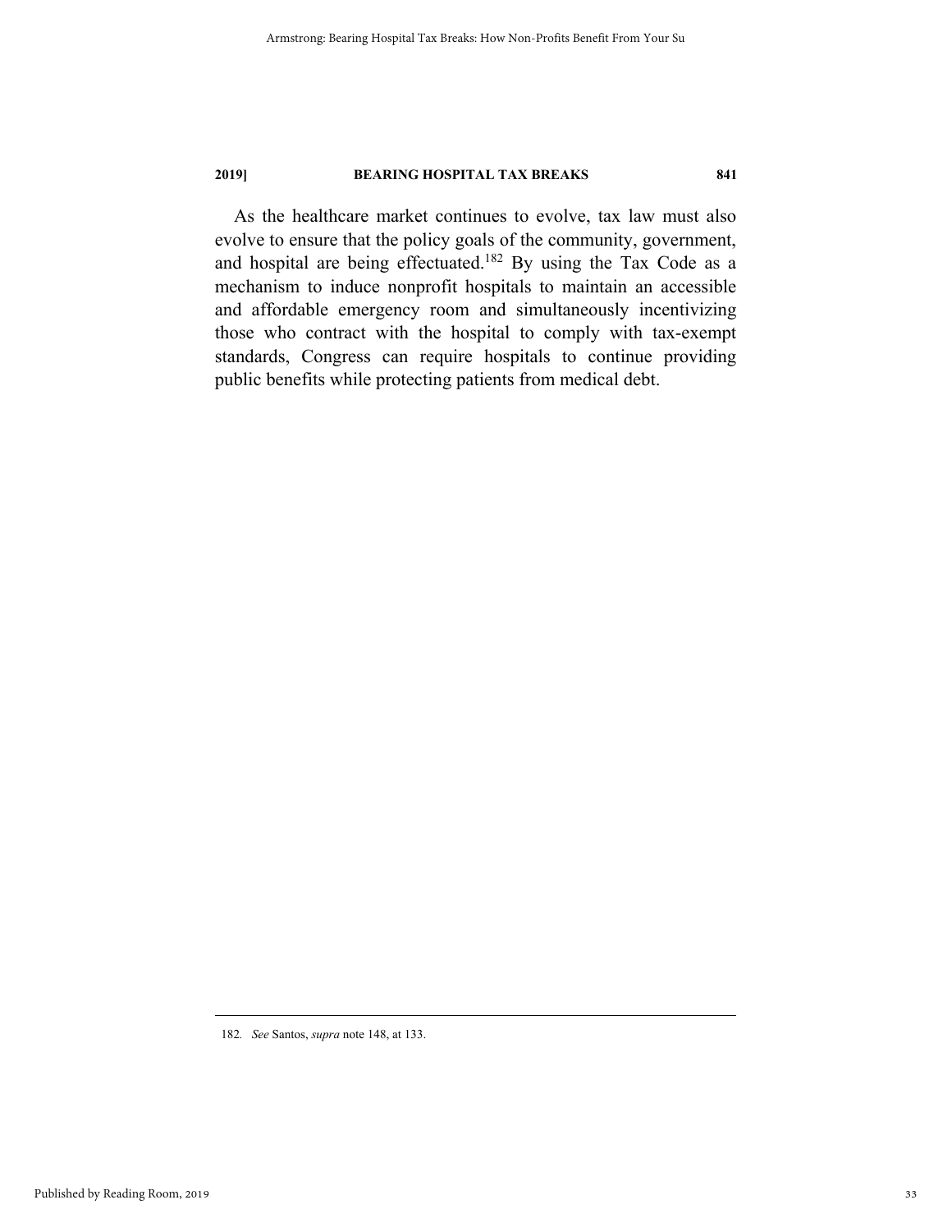As the healthcare market continues to evolve, tax law must also evolve to ensure that the policy goals of the community, government, and hospital are being effectuated.[182] By using the Tax Code as a mechanism to induce nonprofit hospitals to maintain an accessible and affordable emergency room and simultaneously incentivizing those who contract with the hospital to comply with tax-exempt standards, Congress can require hospitals to continue providing public benefits while protecting patients from medical debt.

---

182. *See* Santos, *supra* note 148, at 133.